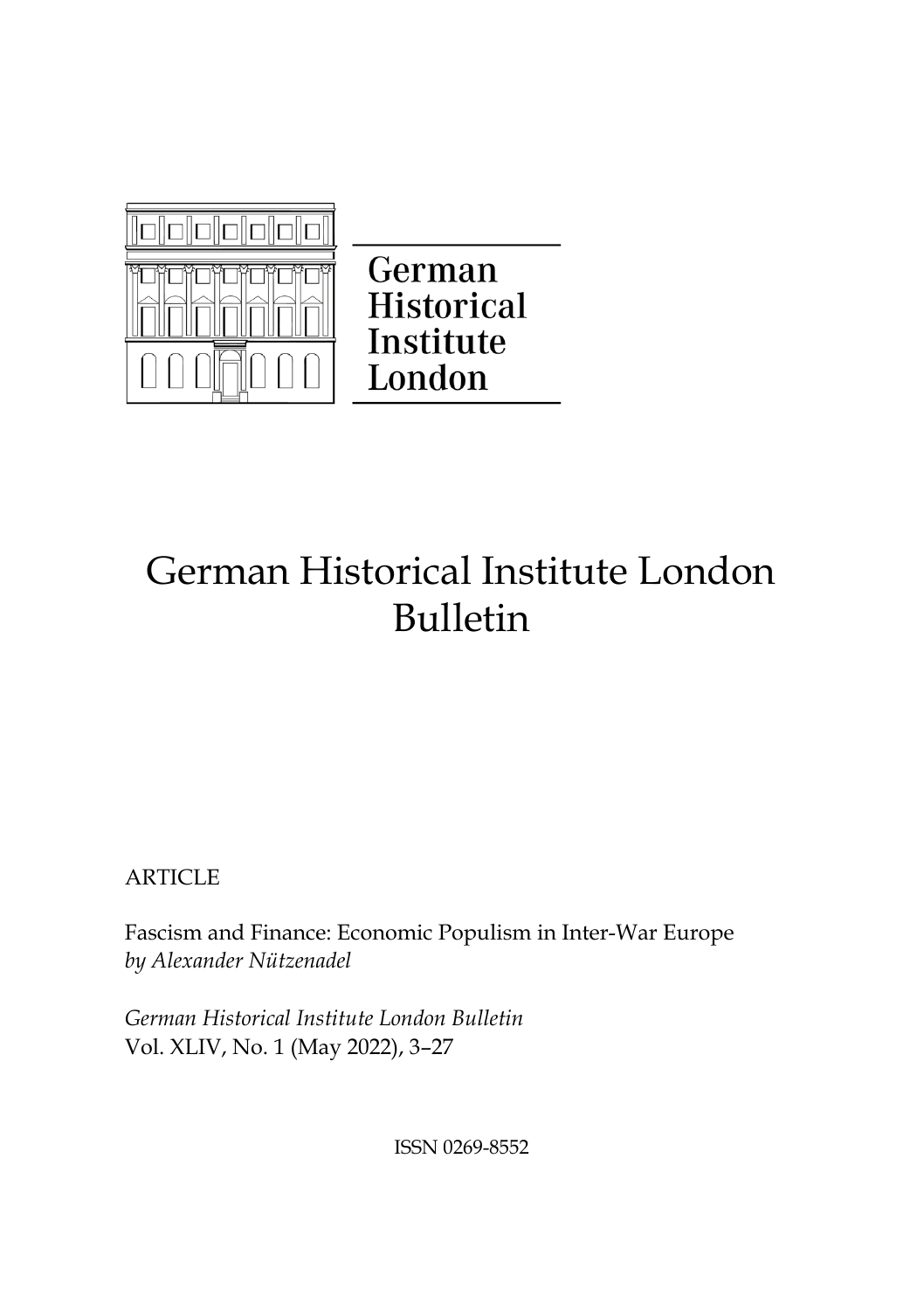German Historical Institute London

# German Historical Institute London Bulletin

ARTICLE

Fascism and Finance: Economic Populism in Inter-War Europe
*by Alexander Nützenadel*

*German Historical Institute London Bulletin*
Vol. XLIV, No. 1 (May 2022), 3–27

ISSN 0269-8552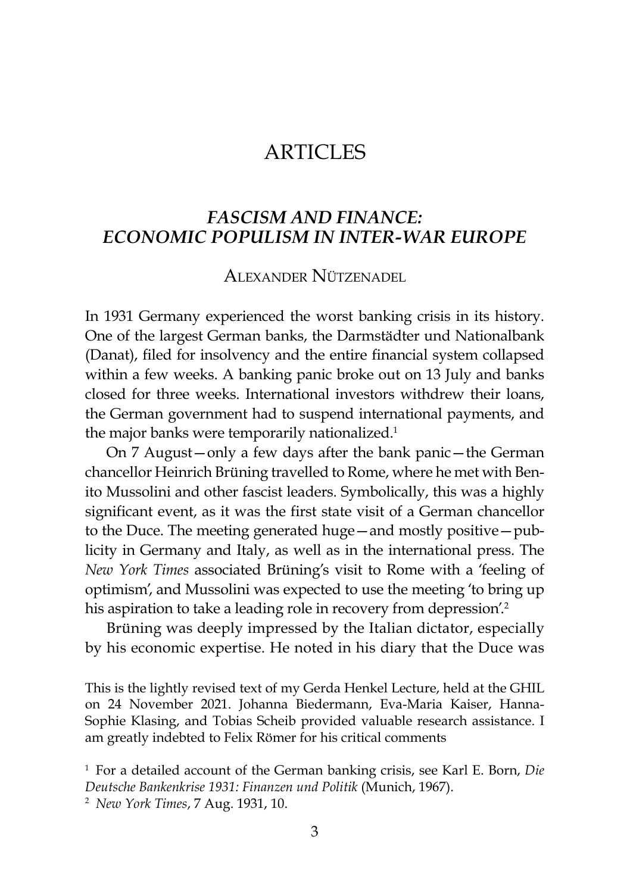# ARTICLES

## *FASCISM AND FINANCE: ECONOMIC POPULISM IN INTER-WAR EUROPE*

ALEXANDER NÜTZENADEL

In 1931 Germany experienced the worst banking crisis in its history. One of the largest German banks, the Darmstädter und Nationalbank (Danat), filed for insolvency and the entire financial system collapsed within a few weeks. A banking panic broke out on 13 July and banks closed for three weeks. International investors withdrew their loans, the German government had to suspend international payments, and the major banks were temporarily nationalized.[1]

On 7 August—only a few days after the bank panic—the German chancellor Heinrich Brüning travelled to Rome, where he met with Benito Mussolini and other fascist leaders. Symbolically, this was a highly significant event, as it was the first state visit of a German chancellor to the Duce. The meeting generated huge—and mostly positive—publicity in Germany and Italy, as well as in the international press. The *New York Times* associated Brüning's visit to Rome with a 'feeling of optimism', and Mussolini was expected to use the meeting 'to bring up his aspiration to take a leading role in recovery from depression'.[2]

Brüning was deeply impressed by the Italian dictator, especially by his economic expertise. He noted in his diary that the Duce was

This is the lightly revised text of my Gerda Henkel Lecture, held at the GHIL on 24 November 2021. Johanna Biedermann, Eva-Maria Kaiser, Hanna-Sophie Klasing, and Tobias Scheib provided valuable research assistance. I am greatly indebted to Felix Römer for his critical comments

[1] For a detailed account of the German banking crisis, see Karl E. Born, *Die Deutsche Bankenkrise 1931: Finanzen und Politik* (Munich, 1967).

[2] *New York Times*, 7 Aug. 1931, 10.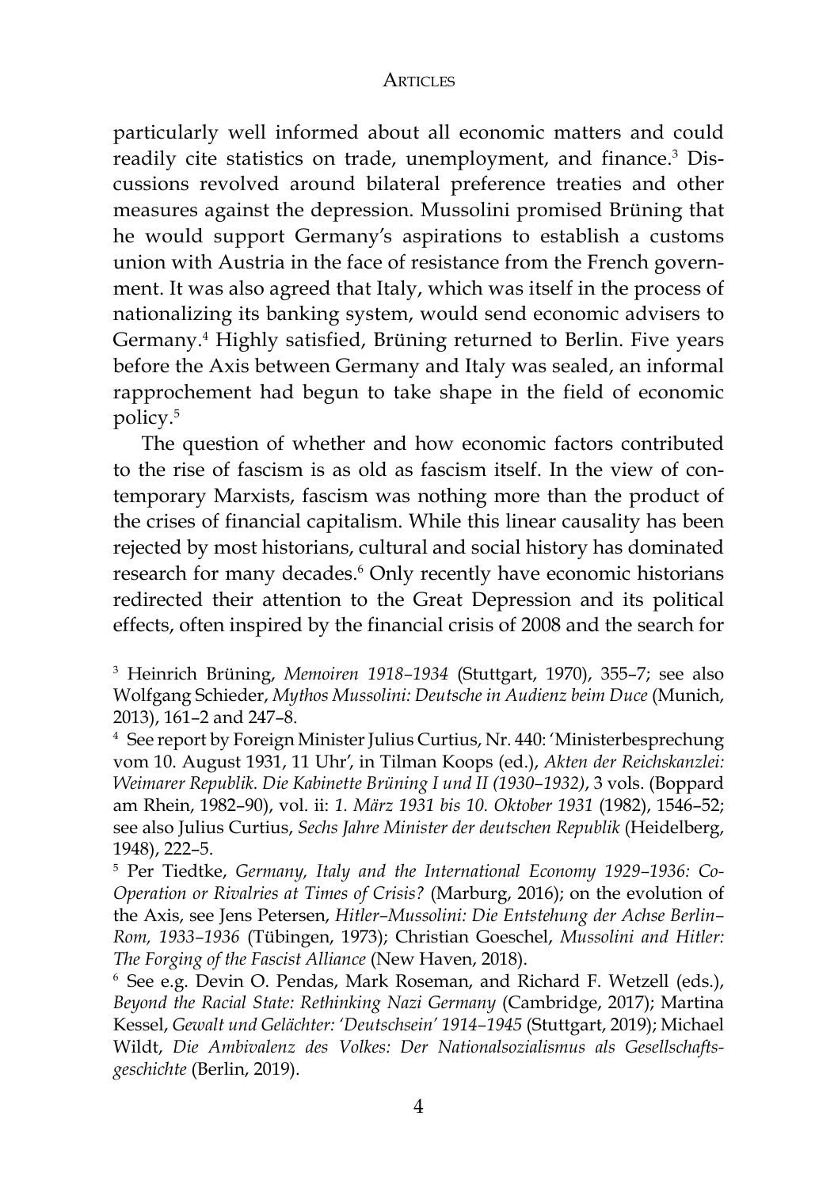particularly well informed about all economic matters and could readily cite statistics on trade, unemployment, and finance.[3] Discussions revolved around bilateral preference treaties and other measures against the depression. Mussolini promised Brüning that he would support Germany's aspirations to establish a customs union with Austria in the face of resistance from the French government. It was also agreed that Italy, which was itself in the process of nationalizing its banking system, would send economic advisers to Germany.[4] Highly satisfied, Brüning returned to Berlin. Five years before the Axis between Germany and Italy was sealed, an informal rapprochement had begun to take shape in the field of economic policy.[5]

The question of whether and how economic factors contributed to the rise of fascism is as old as fascism itself. In the view of contemporary Marxists, fascism was nothing more than the product of the crises of financial capitalism. While this linear causality has been rejected by most historians, cultural and social history has dominated research for many decades.[6] Only recently have economic historians redirected their attention to the Great Depression and its political effects, often inspired by the financial crisis of 2008 and the search for

[3] Heinrich Brüning, *Memoiren 1918–1934* (Stuttgart, 1970), 355–7; see also Wolfgang Schieder, *Mythos Mussolini: Deutsche in Audienz beim Duce* (Munich, 2013), 161–2 and 247–8.

[4] See report by Foreign Minister Julius Curtius, Nr. 440: 'Ministerbesprechung vom 10. August 1931, 11 Uhr', in Tilman Koops (ed.), *Akten der Reichskanzlei: Weimarer Republik. Die Kabinette Brüning I und II (1930–1932)*, 3 vols. (Boppard am Rhein, 1982–90), vol. ii: *1. März 1931 bis 10. Oktober 1931* (1982), 1546–52; see also Julius Curtius, *Sechs Jahre Minister der deutschen Republik* (Heidelberg, 1948), 222–5.

[5] Per Tiedtke, *Germany, Italy and the International Economy 1929–1936: Co-Operation or Rivalries at Times of Crisis?* (Marburg, 2016); on the evolution of the Axis, see Jens Petersen, *Hitler–Mussolini: Die Entstehung der Achse Berlin–Rom, 1933–1936* (Tübingen, 1973); Christian Goeschel, *Mussolini and Hitler: The Forging of the Fascist Alliance* (New Haven, 2018).

[6] See e.g. Devin O. Pendas, Mark Roseman, and Richard F. Wetzell (eds.), *Beyond the Racial State: Rethinking Nazi Germany* (Cambridge, 2017); Martina Kessel, *Gewalt und Gelächter: 'Deutschsein' 1914–1945* (Stuttgart, 2019); Michael Wildt, *Die Ambivalenz des Volkes: Der Nationalsozialismus als Gesellschaftsgeschichte* (Berlin, 2019).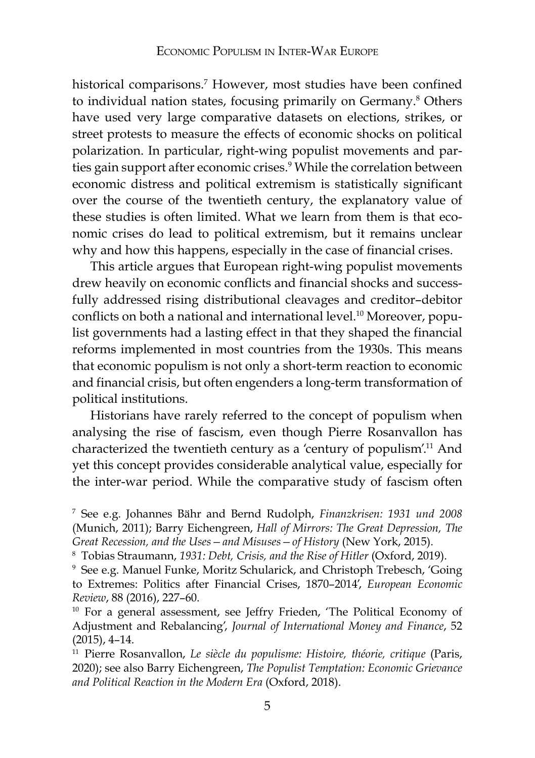historical comparisons.[7] However, most studies have been confined to individual nation states, focusing primarily on Germany.[8] Others have used very large comparative datasets on elections, strikes, or street protests to measure the effects of economic shocks on political polarization. In particular, right-wing populist movements and parties gain support after economic crises.[9] While the correlation between economic distress and political extremism is statistically significant over the course of the twentieth century, the explanatory value of these studies is often limited. What we learn from them is that economic crises do lead to political extremism, but it remains unclear why and how this happens, especially in the case of financial crises.

This article argues that European right-wing populist movements drew heavily on economic conflicts and financial shocks and successfully addressed rising distributional cleavages and creditor–debitor conflicts on both a national and international level.[10] Moreover, populist governments had a lasting effect in that they shaped the financial reforms implemented in most countries from the 1930s. This means that economic populism is not only a short-term reaction to economic and financial crisis, but often engenders a long-term transformation of political institutions.

Historians have rarely referred to the concept of populism when analysing the rise of fascism, even though Pierre Rosanvallon has characterized the twentieth century as a 'century of populism'.[11] And yet this concept provides considerable analytical value, especially for the inter-war period. While the comparative study of fascism often

[7] See e.g. Johannes Bähr and Bernd Rudolph, *Finanzkrisen: 1931 und 2008* (Munich, 2011); Barry Eichengreen, *Hall of Mirrors: The Great Depression, The Great Recession, and the Uses—and Misuses—of History* (New York, 2015).

[8] Tobias Straumann, *1931: Debt, Crisis, and the Rise of Hitler* (Oxford, 2019).

[9] See e.g. Manuel Funke, Moritz Schularick, and Christoph Trebesch, 'Going to Extremes: Politics after Financial Crises, 1870–2014', *European Economic Review*, 88 (2016), 227–60.

[10] For a general assessment, see Jeffry Frieden, 'The Political Economy of Adjustment and Rebalancing', *Journal of International Money and Finance*, 52 (2015), 4–14.

[11] Pierre Rosanvallon, *Le siècle du populisme: Histoire, théorie, critique* (Paris, 2020); see also Barry Eichengreen, *The Populist Temptation: Economic Grievance and Political Reaction in the Modern Era* (Oxford, 2018).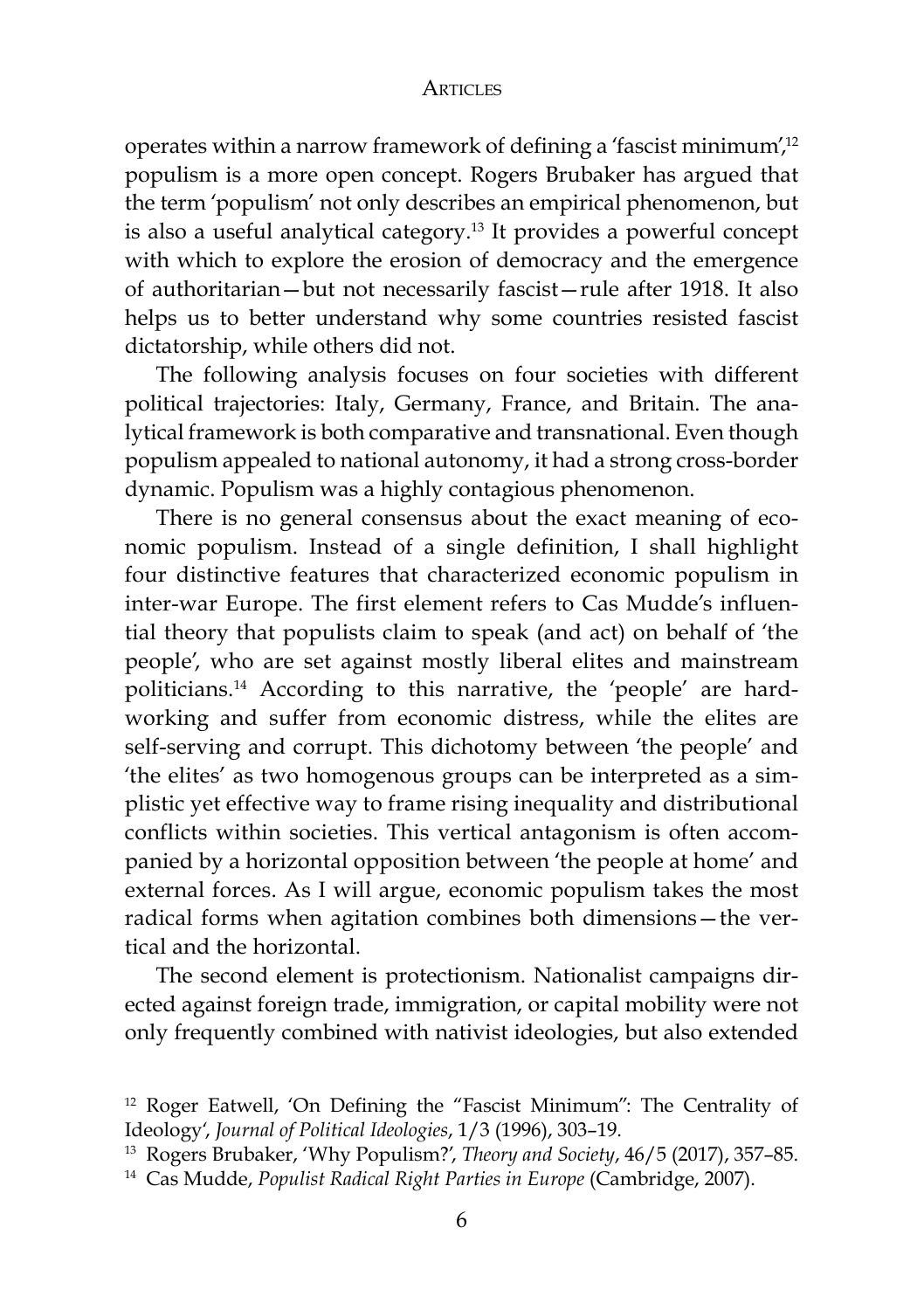operates within a narrow framework of defining a 'fascist minimum',[12] populism is a more open concept. Rogers Brubaker has argued that the term 'populism' not only describes an empirical phenomenon, but is also a useful analytical category.[13] It provides a powerful concept with which to explore the erosion of democracy and the emergence of authoritarian—but not necessarily fascist—rule after 1918. It also helps us to better understand why some countries resisted fascist dictatorship, while others did not.

The following analysis focuses on four societies with different political trajectories: Italy, Germany, France, and Britain. The analytical framework is both comparative and transnational. Even though populism appealed to national autonomy, it had a strong cross-border dynamic. Populism was a highly contagious phenomenon.

There is no general consensus about the exact meaning of economic populism. Instead of a single definition, I shall highlight four distinctive features that characterized economic populism in inter-war Europe. The first element refers to Cas Mudde's influential theory that populists claim to speak (and act) on behalf of 'the people', who are set against mostly liberal elites and mainstream politicians.[14] According to this narrative, the 'people' are hardworking and suffer from economic distress, while the elites are self-serving and corrupt. This dichotomy between 'the people' and 'the elites' as two homogenous groups can be interpreted as a simplistic yet effective way to frame rising inequality and distributional conflicts within societies. This vertical antagonism is often accompanied by a horizontal opposition between 'the people at home' and external forces. As I will argue, economic populism takes the most radical forms when agitation combines both dimensions—the vertical and the horizontal.

The second element is protectionism. Nationalist campaigns directed against foreign trade, immigration, or capital mobility were not only frequently combined with nativist ideologies, but also extended

[12] Roger Eatwell, 'On Defining the "Fascist Minimum": The Centrality of Ideology', *Journal of Political Ideologies*, 1/3 (1996), 303–19.

[13] Rogers Brubaker, 'Why Populism?', *Theory and Society*, 46/5 (2017), 357–85.

[14] Cas Mudde, *Populist Radical Right Parties in Europe* (Cambridge, 2007).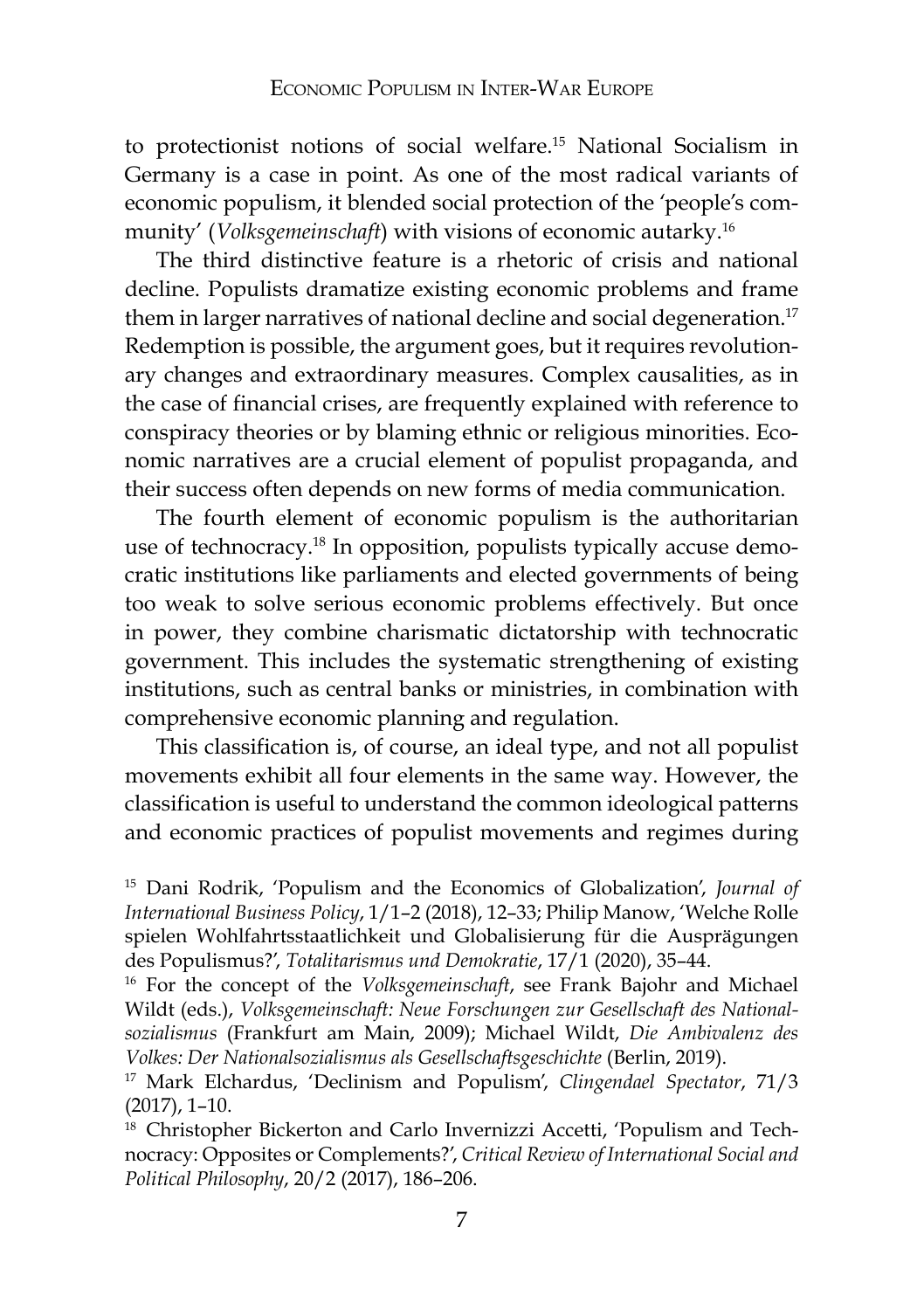to protectionist notions of social welfare.[15] National Socialism in Germany is a case in point. As one of the most radical variants of economic populism, it blended social protection of the 'people's community' (*Volksgemeinschaft*) with visions of economic autarky.[16]

The third distinctive feature is a rhetoric of crisis and national decline. Populists dramatize existing economic problems and frame them in larger narratives of national decline and social degeneration.[17] Redemption is possible, the argument goes, but it requires revolutionary changes and extraordinary measures. Complex causalities, as in the case of financial crises, are frequently explained with reference to conspiracy theories or by blaming ethnic or religious minorities. Economic narratives are a crucial element of populist propaganda, and their success often depends on new forms of media communication.

The fourth element of economic populism is the authoritarian use of technocracy.[18] In opposition, populists typically accuse democratic institutions like parliaments and elected governments of being too weak to solve serious economic problems effectively. But once in power, they combine charismatic dictatorship with technocratic government. This includes the systematic strengthening of existing institutions, such as central banks or ministries, in combination with comprehensive economic planning and regulation.

This classification is, of course, an ideal type, and not all populist movements exhibit all four elements in the same way. However, the classification is useful to understand the common ideological patterns and economic practices of populist movements and regimes during

[15] Dani Rodrik, 'Populism and the Economics of Globalization', *Journal of International Business Policy*, 1/1–2 (2018), 12–33; Philip Manow, 'Welche Rolle spielen Wohlfahrtsstaatlichkeit und Globalisierung für die Ausprägungen des Populismus?', *Totalitarismus und Demokratie*, 17/1 (2020), 35–44.

[16] For the concept of the *Volksgemeinschaft*, see Frank Bajohr and Michael Wildt (eds.), *Volksgemeinschaft: Neue Forschungen zur Gesellschaft des Nationalsozialismus* (Frankfurt am Main, 2009); Michael Wildt, *Die Ambivalenz des Volkes: Der Nationalsozialismus als Gesellschaftsgeschichte* (Berlin, 2019).

[17] Mark Elchardus, 'Declinism and Populism', *Clingendael Spectator*, 71/3 (2017), 1–10.

[18] Christopher Bickerton and Carlo Invernizzi Accetti, 'Populism and Technocracy: Opposites or Complements?', *Critical Review of International Social and Political Philosophy*, 20/2 (2017), 186–206.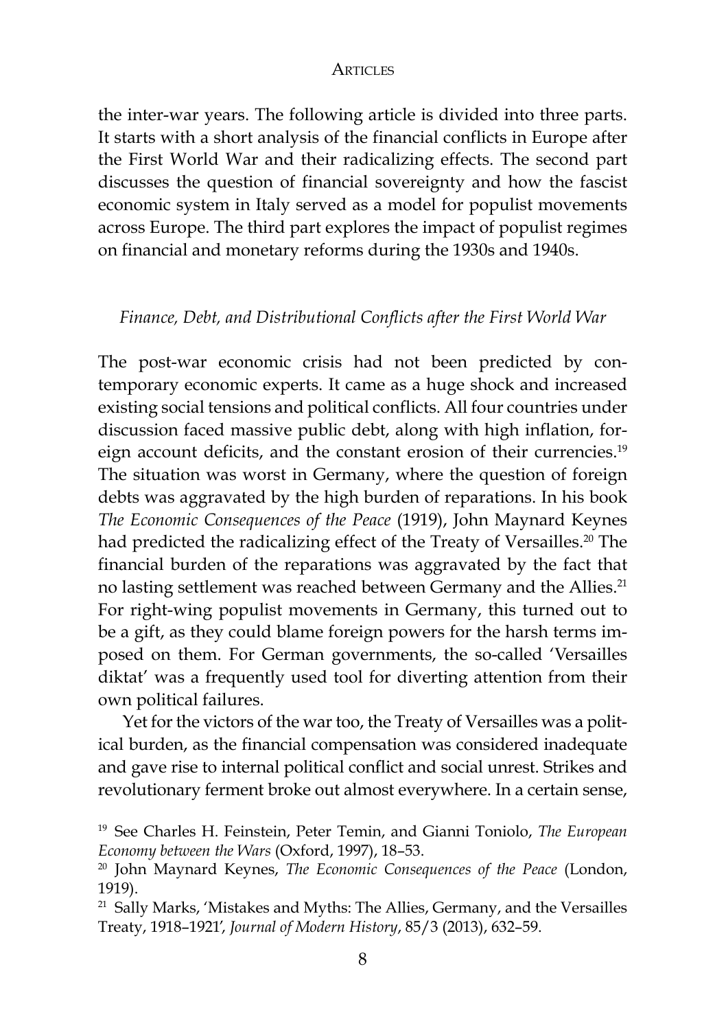the inter-war years. The following article is divided into three parts. It starts with a short analysis of the financial conflicts in Europe after the First World War and their radicalizing effects. The second part discusses the question of financial sovereignty and how the fascist economic system in Italy served as a model for populist movements across Europe. The third part explores the impact of populist regimes on financial and monetary reforms during the 1930s and 1940s.

### *Finance, Debt, and Distributional Conflicts after the First World War*

The post-war economic crisis had not been predicted by contemporary economic experts. It came as a huge shock and increased existing social tensions and political conflicts. All four countries under discussion faced massive public debt, along with high inflation, foreign account deficits, and the constant erosion of their currencies.[19] The situation was worst in Germany, where the question of foreign debts was aggravated by the high burden of reparations. In his book *The Economic Consequences of the Peace* (1919), John Maynard Keynes had predicted the radicalizing effect of the Treaty of Versailles.[20] The financial burden of the reparations was aggravated by the fact that no lasting settlement was reached between Germany and the Allies.[21] For right-wing populist movements in Germany, this turned out to be a gift, as they could blame foreign powers for the harsh terms imposed on them. For German governments, the so-called 'Versailles diktat' was a frequently used tool for diverting attention from their own political failures.

Yet for the victors of the war too, the Treaty of Versailles was a political burden, as the financial compensation was considered inadequate and gave rise to internal political conflict and social unrest. Strikes and revolutionary ferment broke out almost everywhere. In a certain sense,

[19] See Charles H. Feinstein, Peter Temin, and Gianni Toniolo, *The European Economy between the Wars* (Oxford, 1997), 18–53.

[20] John Maynard Keynes, *The Economic Consequences of the Peace* (London, 1919).

[21] Sally Marks, 'Mistakes and Myths: The Allies, Germany, and the Versailles Treaty, 1918–1921', *Journal of Modern History*, 85/3 (2013), 632–59.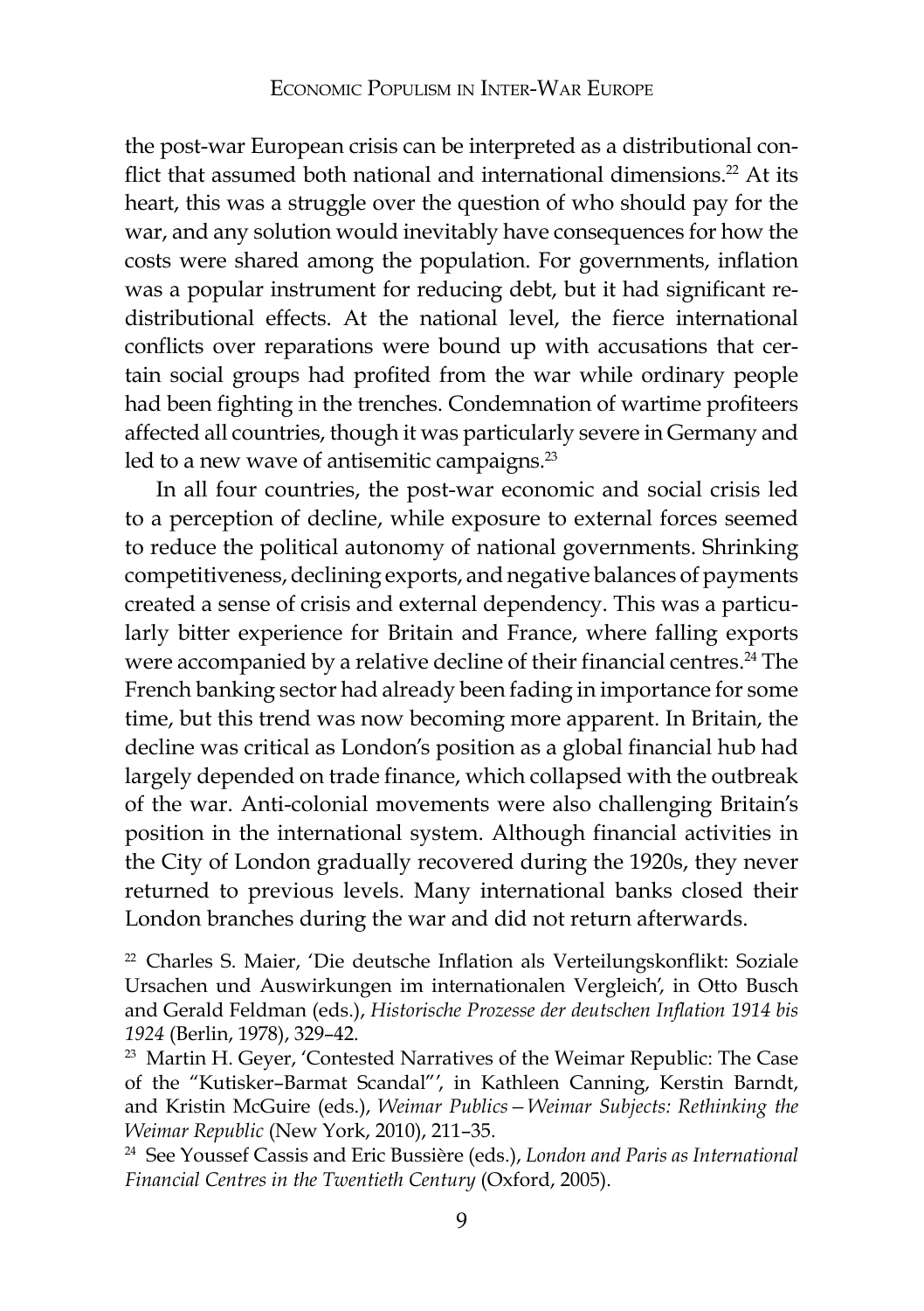the post-war European crisis can be interpreted as a distributional conflict that assumed both national and international dimensions.[22] At its heart, this was a struggle over the question of who should pay for the war, and any solution would inevitably have consequences for how the costs were shared among the population. For governments, inflation was a popular instrument for reducing debt, but it had significant redistributional effects. At the national level, the fierce international conflicts over reparations were bound up with accusations that certain social groups had profited from the war while ordinary people had been fighting in the trenches. Condemnation of wartime profiteers affected all countries, though it was particularly severe in Germany and led to a new wave of antisemitic campaigns.[23]

In all four countries, the post-war economic and social crisis led to a perception of decline, while exposure to external forces seemed to reduce the political autonomy of national governments. Shrinking competitiveness, declining exports, and negative balances of payments created a sense of crisis and external dependency. This was a particularly bitter experience for Britain and France, where falling exports were accompanied by a relative decline of their financial centres.[24] The French banking sector had already been fading in importance for some time, but this trend was now becoming more apparent. In Britain, the decline was critical as London's position as a global financial hub had largely depended on trade finance, which collapsed with the outbreak of the war. Anti-colonial movements were also challenging Britain's position in the international system. Although financial activities in the City of London gradually recovered during the 1920s, they never returned to previous levels. Many international banks closed their London branches during the war and did not return afterwards.

[22] Charles S. Maier, 'Die deutsche Inflation als Verteilungskonflikt: Soziale Ursachen und Auswirkungen im internationalen Vergleich', in Otto Busch and Gerald Feldman (eds.), *Historische Prozesse der deutschen Inflation 1914 bis 1924* (Berlin, 1978), 329–42.

[23] Martin H. Geyer, 'Contested Narratives of the Weimar Republic: The Case of the "Kutisker–Barmat Scandal"', in Kathleen Canning, Kerstin Barndt, and Kristin McGuire (eds.), *Weimar Publics—Weimar Subjects: Rethinking the Weimar Republic* (New York, 2010), 211–35.

[24] See Youssef Cassis and Eric Bussière (eds.), *London and Paris as International Financial Centres in the Twentieth Century* (Oxford, 2005).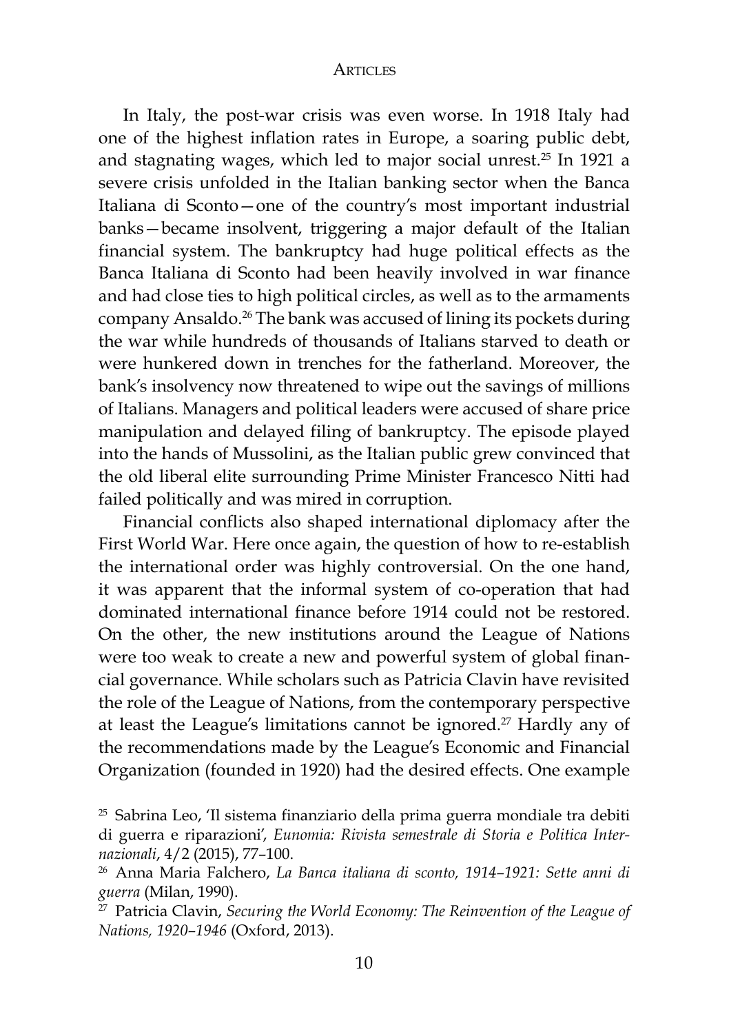In Italy, the post-war crisis was even worse. In 1918 Italy had one of the highest inflation rates in Europe, a soaring public debt, and stagnating wages, which led to major social unrest.[25] In 1921 a severe crisis unfolded in the Italian banking sector when the Banca Italiana di Sconto—one of the country's most important industrial banks—became insolvent, triggering a major default of the Italian financial system. The bankruptcy had huge political effects as the Banca Italiana di Sconto had been heavily involved in war finance and had close ties to high political circles, as well as to the armaments company Ansaldo.[26] The bank was accused of lining its pockets during the war while hundreds of thousands of Italians starved to death or were hunkered down in trenches for the fatherland. Moreover, the bank's insolvency now threatened to wipe out the savings of millions of Italians. Managers and political leaders were accused of share price manipulation and delayed filing of bankruptcy. The episode played into the hands of Mussolini, as the Italian public grew convinced that the old liberal elite surrounding Prime Minister Francesco Nitti had failed politically and was mired in corruption.

Financial conflicts also shaped international diplomacy after the First World War. Here once again, the question of how to re-establish the international order was highly controversial. On the one hand, it was apparent that the informal system of co-operation that had dominated international finance before 1914 could not be restored. On the other, the new institutions around the League of Nations were too weak to create a new and powerful system of global financial governance. While scholars such as Patricia Clavin have revisited the role of the League of Nations, from the contemporary perspective at least the League's limitations cannot be ignored.[27] Hardly any of the recommendations made by the League's Economic and Financial Organization (founded in 1920) had the desired effects. One example

[25] Sabrina Leo, 'Il sistema finanziario della prima guerra mondiale tra debiti di guerra e riparazioni', *Eunomia: Rivista semestrale di Storia e Politica Internazionali*, 4/2 (2015), 77–100.

[26] Anna Maria Falchero, *La Banca italiana di sconto, 1914–1921: Sette anni di guerra* (Milan, 1990).

[27] Patricia Clavin, *Securing the World Economy: The Reinvention of the League of Nations, 1920–1946* (Oxford, 2013).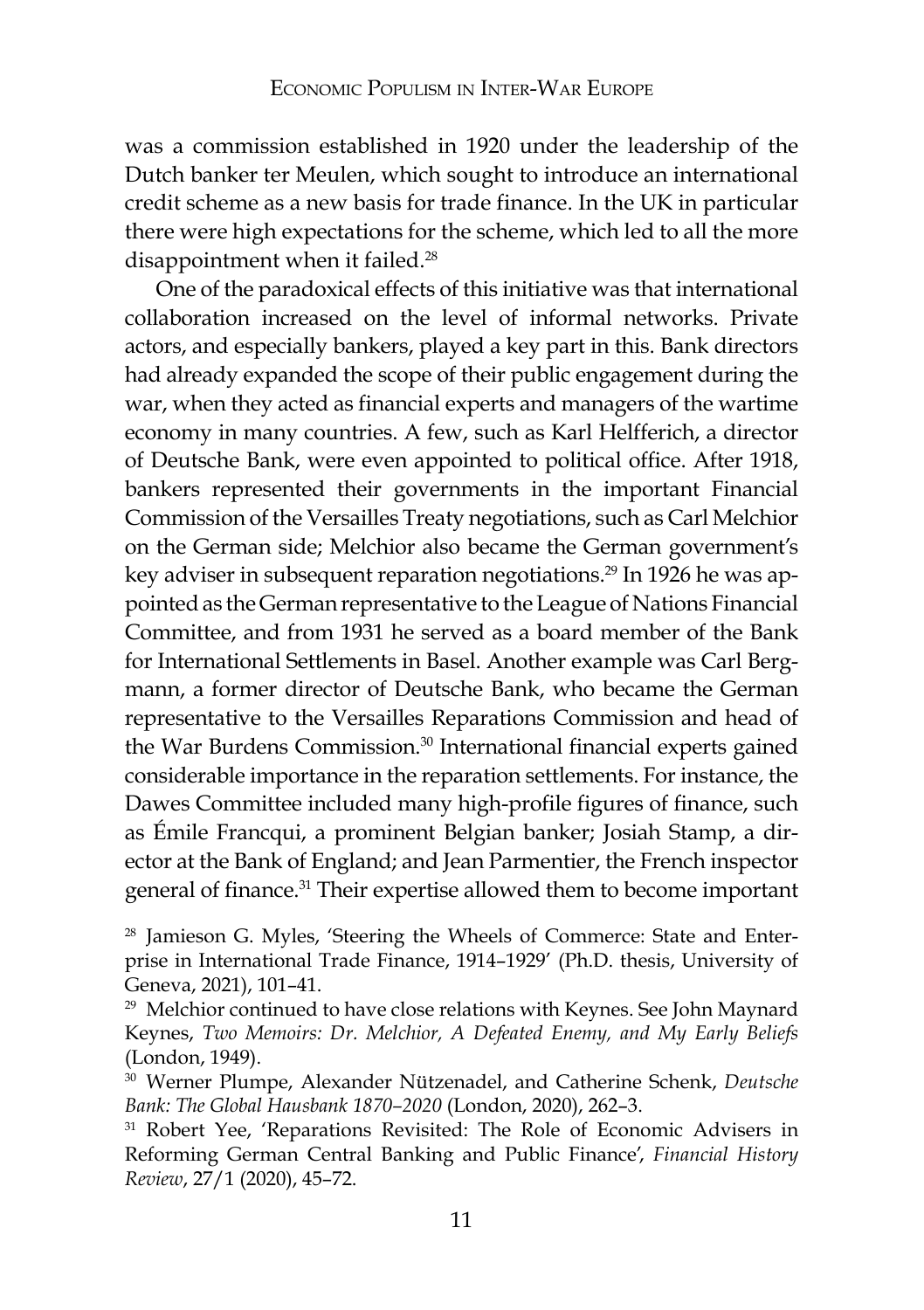was a commission established in 1920 under the leadership of the Dutch banker ter Meulen, which sought to introduce an international credit scheme as a new basis for trade finance. In the UK in particular there were high expectations for the scheme, which led to all the more disappointment when it failed.[28]

One of the paradoxical effects of this initiative was that international collaboration increased on the level of informal networks. Private actors, and especially bankers, played a key part in this. Bank directors had already expanded the scope of their public engagement during the war, when they acted as financial experts and managers of the wartime economy in many countries. A few, such as Karl Helfferich, a director of Deutsche Bank, were even appointed to political office. After 1918, bankers represented their governments in the important Financial Commission of the Versailles Treaty negotiations, such as Carl Melchior on the German side; Melchior also became the German government's key adviser in subsequent reparation negotiations.[29] In 1926 he was appointed as the German representative to the League of Nations Financial Committee, and from 1931 he served as a board member of the Bank for International Settlements in Basel. Another example was Carl Bergmann, a former director of Deutsche Bank, who became the German representative to the Versailles Reparations Commission and head of the War Burdens Commission.[30] International financial experts gained considerable importance in the reparation settlements. For instance, the Dawes Committee included many high-profile figures of finance, such as Émile Francqui, a prominent Belgian banker; Josiah Stamp, a director at the Bank of England; and Jean Parmentier, the French inspector general of finance.[31] Their expertise allowed them to become important

[28] Jamieson G. Myles, 'Steering the Wheels of Commerce: State and Enterprise in International Trade Finance, 1914–1929' (Ph.D. thesis, University of Geneva, 2021), 101–41.

[29] Melchior continued to have close relations with Keynes. See John Maynard Keynes, *Two Memoirs: Dr. Melchior, A Defeated Enemy, and My Early Beliefs* (London, 1949).

[30] Werner Plumpe, Alexander Nützenadel, and Catherine Schenk, *Deutsche Bank: The Global Hausbank 1870–2020* (London, 2020), 262–3.

[31] Robert Yee, 'Reparations Revisited: The Role of Economic Advisers in Reforming German Central Banking and Public Finance', *Financial History Review*, 27/1 (2020), 45–72.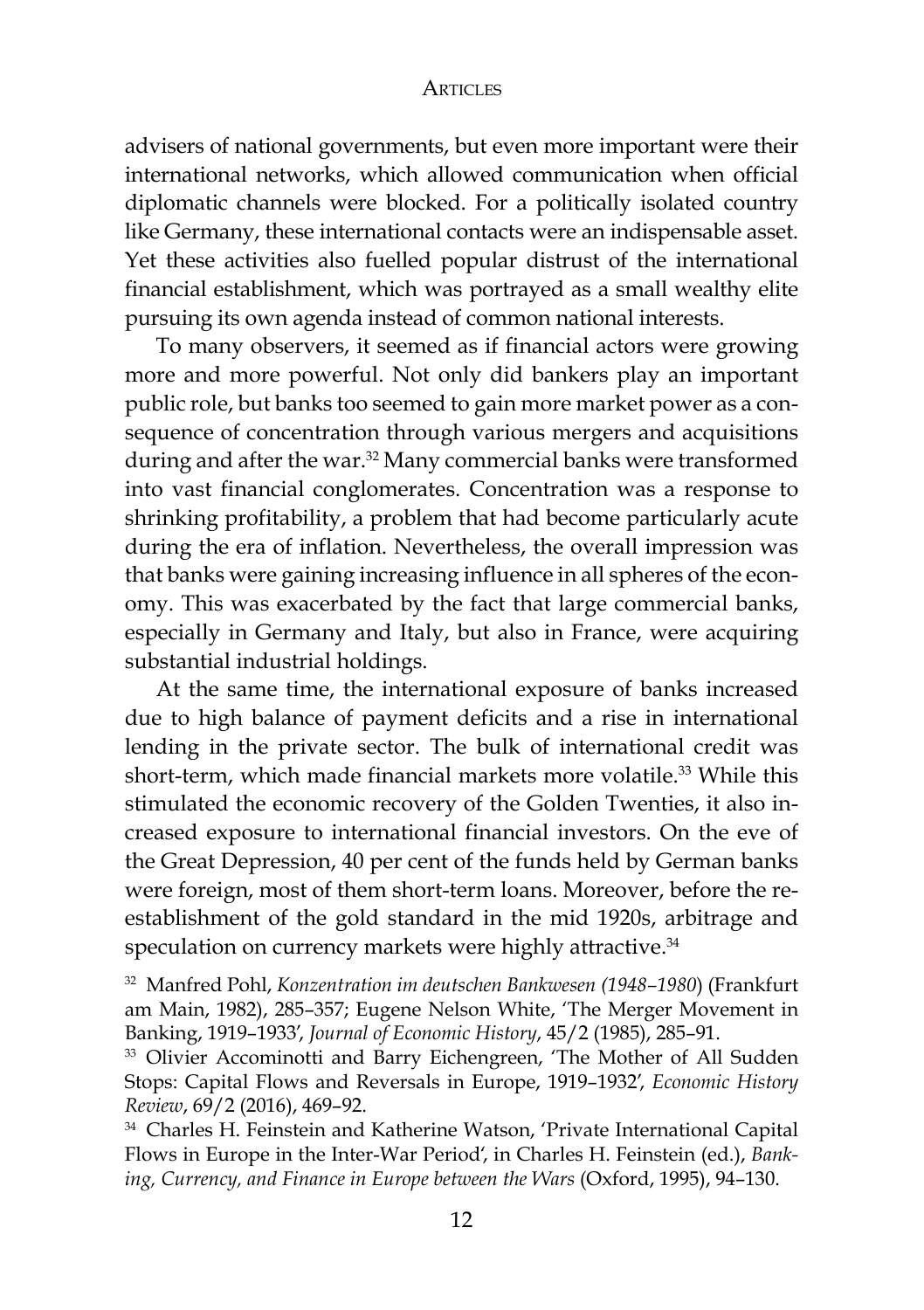advisers of national governments, but even more important were their international networks, which allowed communication when official diplomatic channels were blocked. For a politically isolated country like Germany, these international contacts were an indispensable asset. Yet these activities also fuelled popular distrust of the international financial establishment, which was portrayed as a small wealthy elite pursuing its own agenda instead of common national interests.

To many observers, it seemed as if financial actors were growing more and more powerful. Not only did bankers play an important public role, but banks too seemed to gain more market power as a consequence of concentration through various mergers and acquisitions during and after the war.[32] Many commercial banks were transformed into vast financial conglomerates. Concentration was a response to shrinking profitability, a problem that had become particularly acute during the era of inflation. Nevertheless, the overall impression was that banks were gaining increasing influence in all spheres of the economy. This was exacerbated by the fact that large commercial banks, especially in Germany and Italy, but also in France, were acquiring substantial industrial holdings.

At the same time, the international exposure of banks increased due to high balance of payment deficits and a rise in international lending in the private sector. The bulk of international credit was short-term, which made financial markets more volatile.[33] While this stimulated the economic recovery of the Golden Twenties, it also increased exposure to international financial investors. On the eve of the Great Depression, 40 per cent of the funds held by German banks were foreign, most of them short-term loans. Moreover, before the re-establishment of the gold standard in the mid 1920s, arbitrage and speculation on currency markets were highly attractive.[34]

[32] Manfred Pohl, *Konzentration im deutschen Bankwesen (1948–1980)* (Frankfurt am Main, 1982), 285–357; Eugene Nelson White, 'The Merger Movement in Banking, 1919–1933', *Journal of Economic History*, 45/2 (1985), 285–91.

[33] Olivier Accominotti and Barry Eichengreen, 'The Mother of All Sudden Stops: Capital Flows and Reversals in Europe, 1919–1932', *Economic History Review*, 69/2 (2016), 469–92.

[34] Charles H. Feinstein and Katherine Watson, 'Private International Capital Flows in Europe in the Inter-War Period', in Charles H. Feinstein (ed.), *Banking, Currency, and Finance in Europe between the Wars* (Oxford, 1995), 94–130.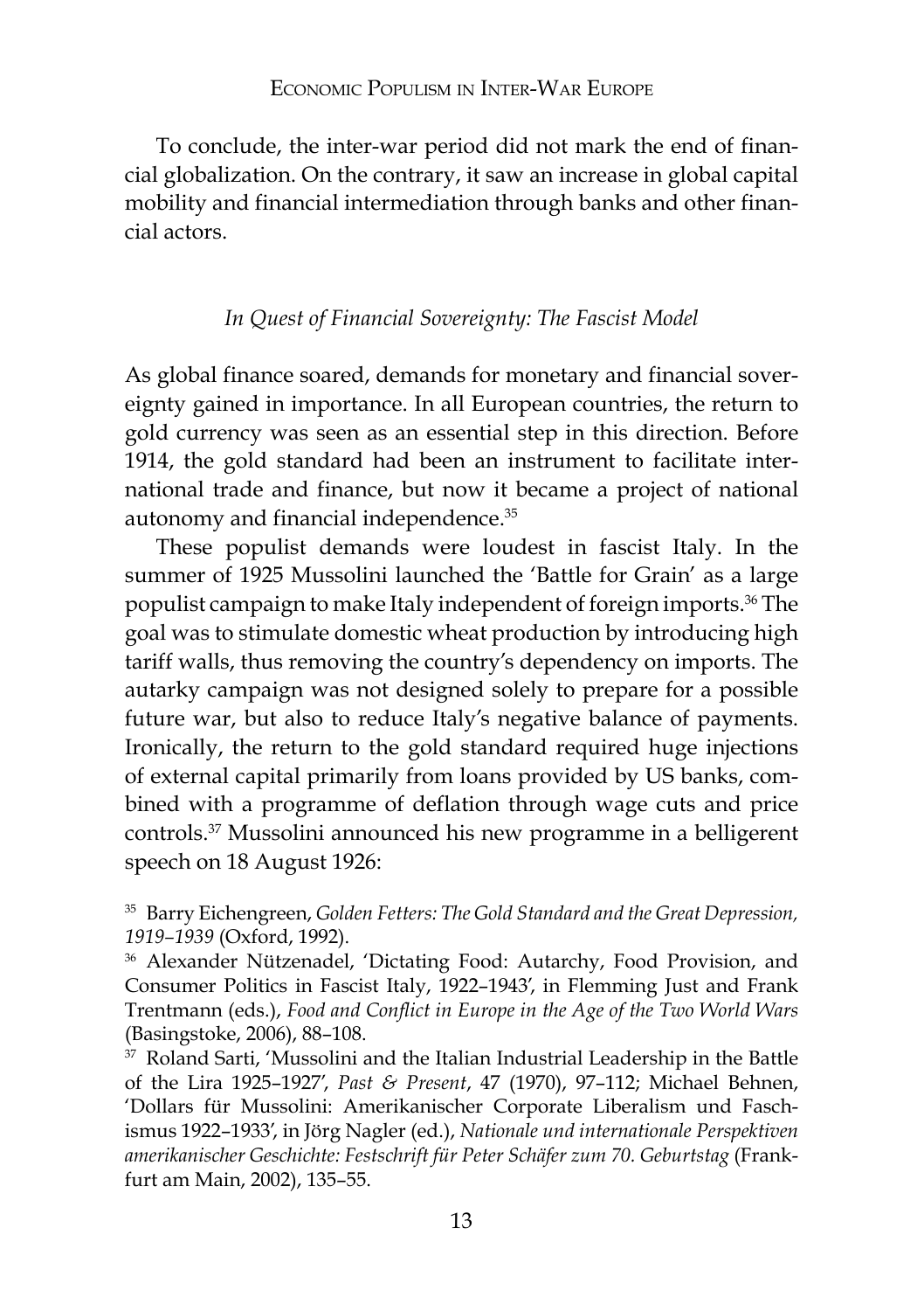To conclude, the inter-war period did not mark the end of financial globalization. On the contrary, it saw an increase in global capital mobility and financial intermediation through banks and other financial actors.

### *In Quest of Financial Sovereignty: The Fascist Model*

As global finance soared, demands for monetary and financial sovereignty gained in importance. In all European countries, the return to gold currency was seen as an essential step in this direction. Before 1914, the gold standard had been an instrument to facilitate international trade and finance, but now it became a project of national autonomy and financial independence.[35]

These populist demands were loudest in fascist Italy. In the summer of 1925 Mussolini launched the 'Battle for Grain' as a large populist campaign to make Italy independent of foreign imports.[36] The goal was to stimulate domestic wheat production by introducing high tariff walls, thus removing the country's dependency on imports. The autarky campaign was not designed solely to prepare for a possible future war, but also to reduce Italy's negative balance of payments. Ironically, the return to the gold standard required huge injections of external capital primarily from loans provided by US banks, combined with a programme of deflation through wage cuts and price controls.[37] Mussolini announced his new programme in a belligerent speech on 18 August 1926:

[35] Barry Eichengreen, *Golden Fetters: The Gold Standard and the Great Depression, 1919–1939* (Oxford, 1992).

[36] Alexander Nützenadel, 'Dictating Food: Autarchy, Food Provision, and Consumer Politics in Fascist Italy, 1922–1943', in Flemming Just and Frank Trentmann (eds.), *Food and Conflict in Europe in the Age of the Two World Wars* (Basingstoke, 2006), 88–108.

[37] Roland Sarti, 'Mussolini and the Italian Industrial Leadership in the Battle of the Lira 1925–1927', *Past & Present*, 47 (1970), 97–112; Michael Behnen, 'Dollars für Mussolini: Amerikanischer Corporate Liberalism und Faschismus 1922–1933', in Jörg Nagler (ed.), *Nationale und internationale Perspektiven amerikanischer Geschichte: Festschrift für Peter Schäfer zum 70. Geburtstag* (Frankfurt am Main, 2002), 135–55.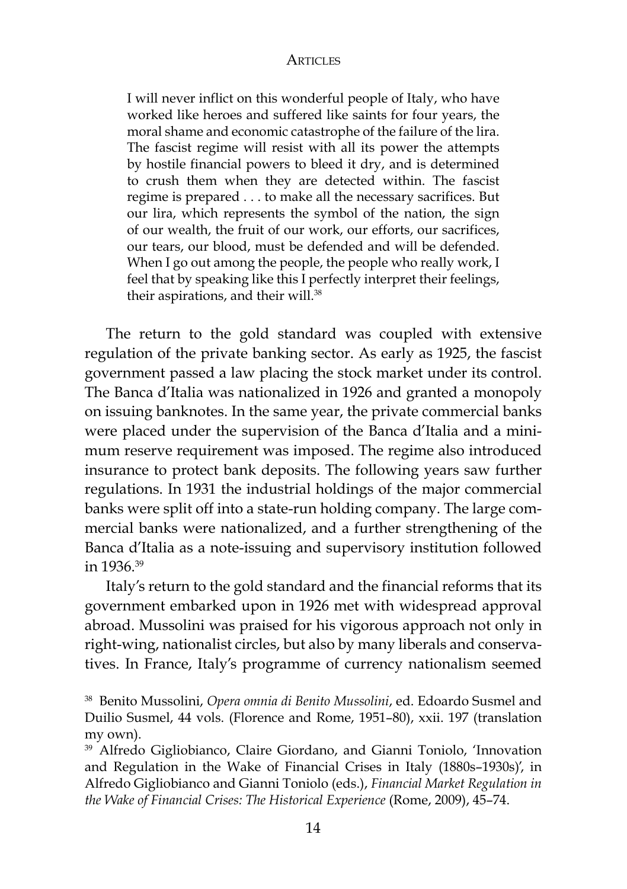> I will never inflict on this wonderful people of Italy, who have worked like heroes and suffered like saints for four years, the moral shame and economic catastrophe of the failure of the lira. The fascist regime will resist with all its power the attempts by hostile financial powers to bleed it dry, and is determined to crush them when they are detected within. The fascist regime is prepared . . . to make all the necessary sacrifices. But our lira, which represents the symbol of the nation, the sign of our wealth, the fruit of our work, our efforts, our sacrifices, our tears, our blood, must be defended and will be defended. When I go out among the people, the people who really work, I feel that by speaking like this I perfectly interpret their feelings, their aspirations, and their will.[38]

The return to the gold standard was coupled with extensive regulation of the private banking sector. As early as 1925, the fascist government passed a law placing the stock market under its control. The Banca d'Italia was nationalized in 1926 and granted a monopoly on issuing banknotes. In the same year, the private commercial banks were placed under the supervision of the Banca d'Italia and a minimum reserve requirement was imposed. The regime also introduced insurance to protect bank deposits. The following years saw further regulations. In 1931 the industrial holdings of the major commercial banks were split off into a state-run holding company. The large commercial banks were nationalized, and a further strengthening of the Banca d'Italia as a note-issuing and supervisory institution followed in 1936.[39]

Italy's return to the gold standard and the financial reforms that its government embarked upon in 1926 met with widespread approval abroad. Mussolini was praised for his vigorous approach not only in right-wing, nationalist circles, but also by many liberals and conservatives. In France, Italy's programme of currency nationalism seemed

[38] Benito Mussolini, *Opera omnia di Benito Mussolini*, ed. Edoardo Susmel and Duilio Susmel, 44 vols. (Florence and Rome, 1951–80), xxii. 197 (translation my own).

[39] Alfredo Gigliobianco, Claire Giordano, and Gianni Toniolo, 'Innovation and Regulation in the Wake of Financial Crises in Italy (1880s–1930s)', in Alfredo Gigliobianco and Gianni Toniolo (eds.), *Financial Market Regulation in the Wake of Financial Crises: The Historical Experience* (Rome, 2009), 45–74.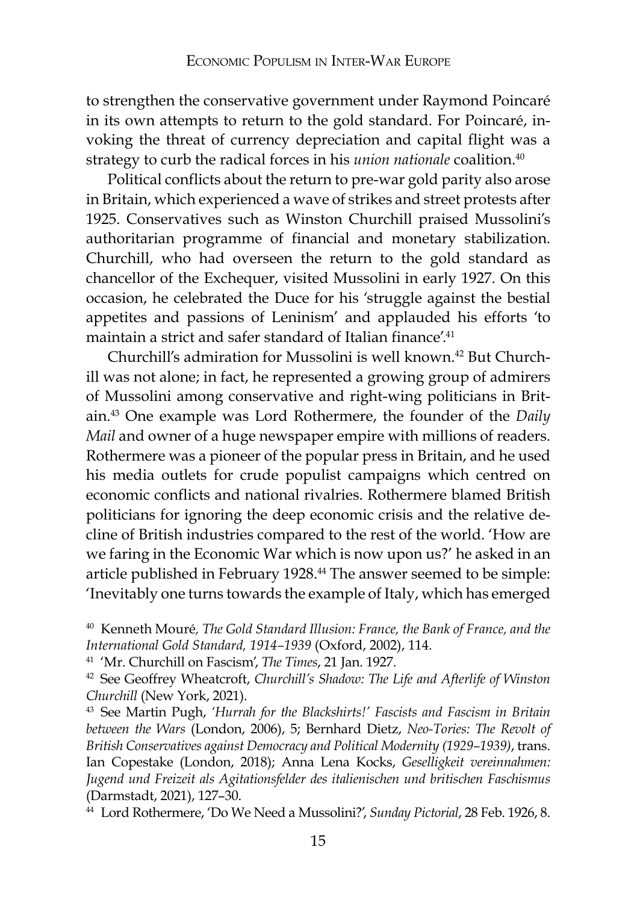to strengthen the conservative government under Raymond Poincaré in its own attempts to return to the gold standard. For Poincaré, invoking the threat of currency depreciation and capital flight was a strategy to curb the radical forces in his *union nationale* coalition.[40]

Political conflicts about the return to pre-war gold parity also arose in Britain, which experienced a wave of strikes and street protests after 1925. Conservatives such as Winston Churchill praised Mussolini's authoritarian programme of financial and monetary stabilization. Churchill, who had overseen the return to the gold standard as chancellor of the Exchequer, visited Mussolini in early 1927. On this occasion, he celebrated the Duce for his 'struggle against the bestial appetites and passions of Leninism' and applauded his efforts 'to maintain a strict and safer standard of Italian finance'.[41]

Churchill's admiration for Mussolini is well known.[42] But Churchill was not alone; in fact, he represented a growing group of admirers of Mussolini among conservative and right-wing politicians in Britain.[43] One example was Lord Rothermere, the founder of the *Daily Mail* and owner of a huge newspaper empire with millions of readers. Rothermere was a pioneer of the popular press in Britain, and he used his media outlets for crude populist campaigns which centred on economic conflicts and national rivalries. Rothermere blamed British politicians for ignoring the deep economic crisis and the relative decline of British industries compared to the rest of the world. 'How are we faring in the Economic War which is now upon us?' he asked in an article published in February 1928.[44] The answer seemed to be simple: 'Inevitably one turns towards the example of Italy, which has emerged

[40] Kenneth Mouré, *The Gold Standard Illusion: France, the Bank of France, and the International Gold Standard, 1914–1939* (Oxford, 2002), 114.

[41] 'Mr. Churchill on Fascism', *The Times*, 21 Jan. 1927.

[42] See Geoffrey Wheatcroft, *Churchill's Shadow: The Life and Afterlife of Winston Churchill* (New York, 2021).

[43] See Martin Pugh, *'Hurrah for the Blackshirts!' Fascists and Fascism in Britain between the Wars* (London, 2006), 5; Bernhard Dietz, *Neo-Tories: The Revolt of British Conservatives against Democracy and Political Modernity (1929–1939)*, trans. Ian Copestake (London, 2018); Anna Lena Kocks, *Geselligkeit vereinnahmen: Jugend und Freizeit als Agitationsfelder des italienischen und britischen Faschismus* (Darmstadt, 2021), 127–30.

[44] Lord Rothermere, 'Do We Need a Mussolini?', *Sunday Pictorial*, 28 Feb. 1926, 8.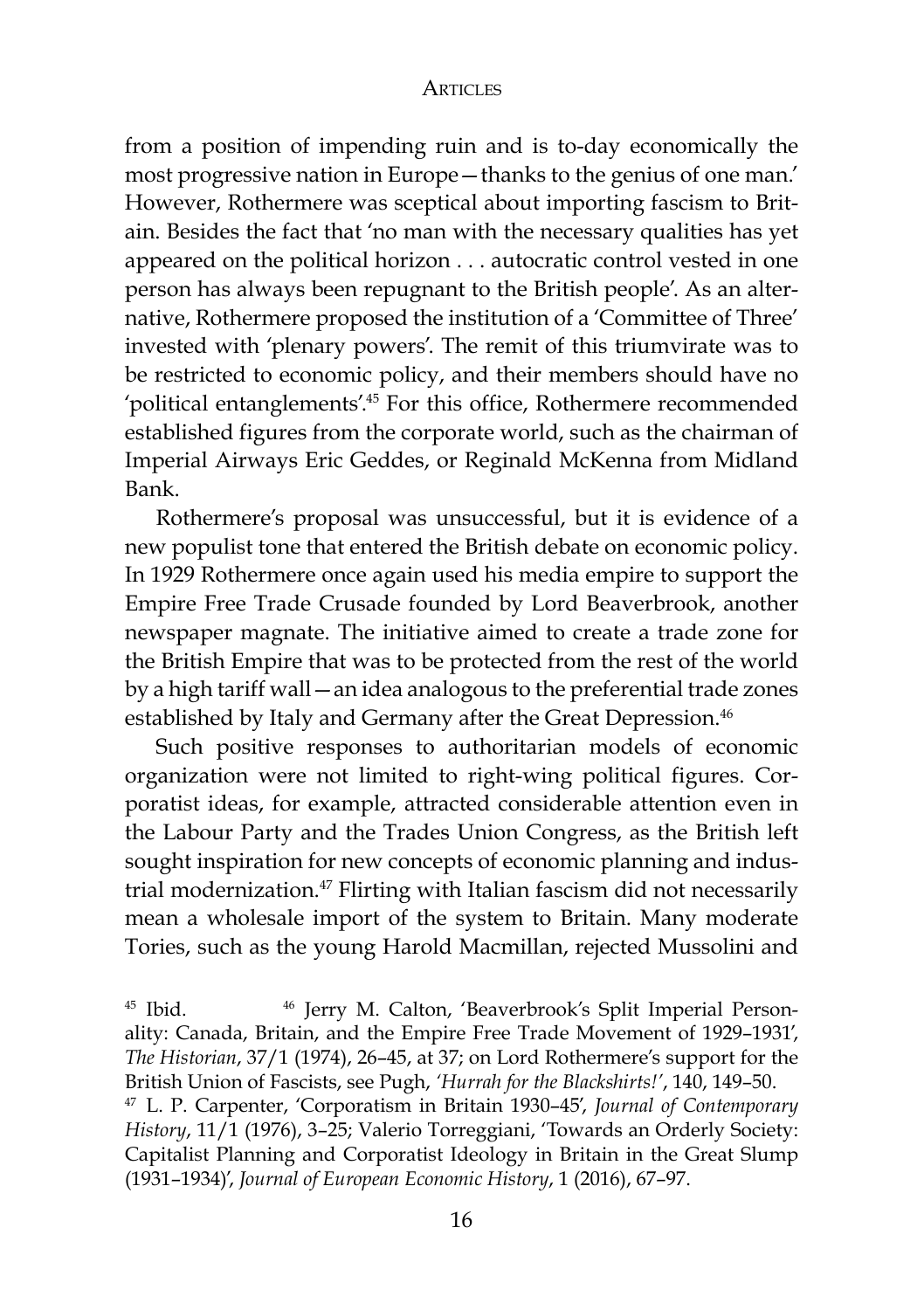from a position of impending ruin and is to-day economically the most progressive nation in Europe—thanks to the genius of one man.' However, Rothermere was sceptical about importing fascism to Britain. Besides the fact that 'no man with the necessary qualities has yet appeared on the political horizon . . . autocratic control vested in one person has always been repugnant to the British people'. As an alternative, Rothermere proposed the institution of a 'Committee of Three' invested with 'plenary powers'. The remit of this triumvirate was to be restricted to economic policy, and their members should have no 'political entanglements'.[45] For this office, Rothermere recommended established figures from the corporate world, such as the chairman of Imperial Airways Eric Geddes, or Reginald McKenna from Midland Bank.

Rothermere's proposal was unsuccessful, but it is evidence of a new populist tone that entered the British debate on economic policy. In 1929 Rothermere once again used his media empire to support the Empire Free Trade Crusade founded by Lord Beaverbrook, another newspaper magnate. The initiative aimed to create a trade zone for the British Empire that was to be protected from the rest of the world by a high tariff wall—an idea analogous to the preferential trade zones established by Italy and Germany after the Great Depression.[46]

Such positive responses to authoritarian models of economic organization were not limited to right-wing political figures. Corporatist ideas, for example, attracted considerable attention even in the Labour Party and the Trades Union Congress, as the British left sought inspiration for new concepts of economic planning and industrial modernization.[47] Flirting with Italian fascism did not necessarily mean a wholesale import of the system to Britain. Many moderate Tories, such as the young Harold Macmillan, rejected Mussolini and

---

[45] Ibid. [46] Jerry M. Calton, 'Beaverbrook's Split Imperial Personality: Canada, Britain, and the Empire Free Trade Movement of 1929–1931', *The Historian*, 37/1 (1974), 26–45, at 37; on Lord Rothermere's support for the British Union of Fascists, see Pugh, *'Hurrah for the Blackshirts!'*, 140, 149–50.

[47] L. P. Carpenter, 'Corporatism in Britain 1930–45', *Journal of Contemporary History*, 11/1 (1976), 3–25; Valerio Torreggiani, 'Towards an Orderly Society: Capitalist Planning and Corporatist Ideology in Britain in the Great Slump (1931–1934)', *Journal of European Economic History*, 1 (2016), 67–97.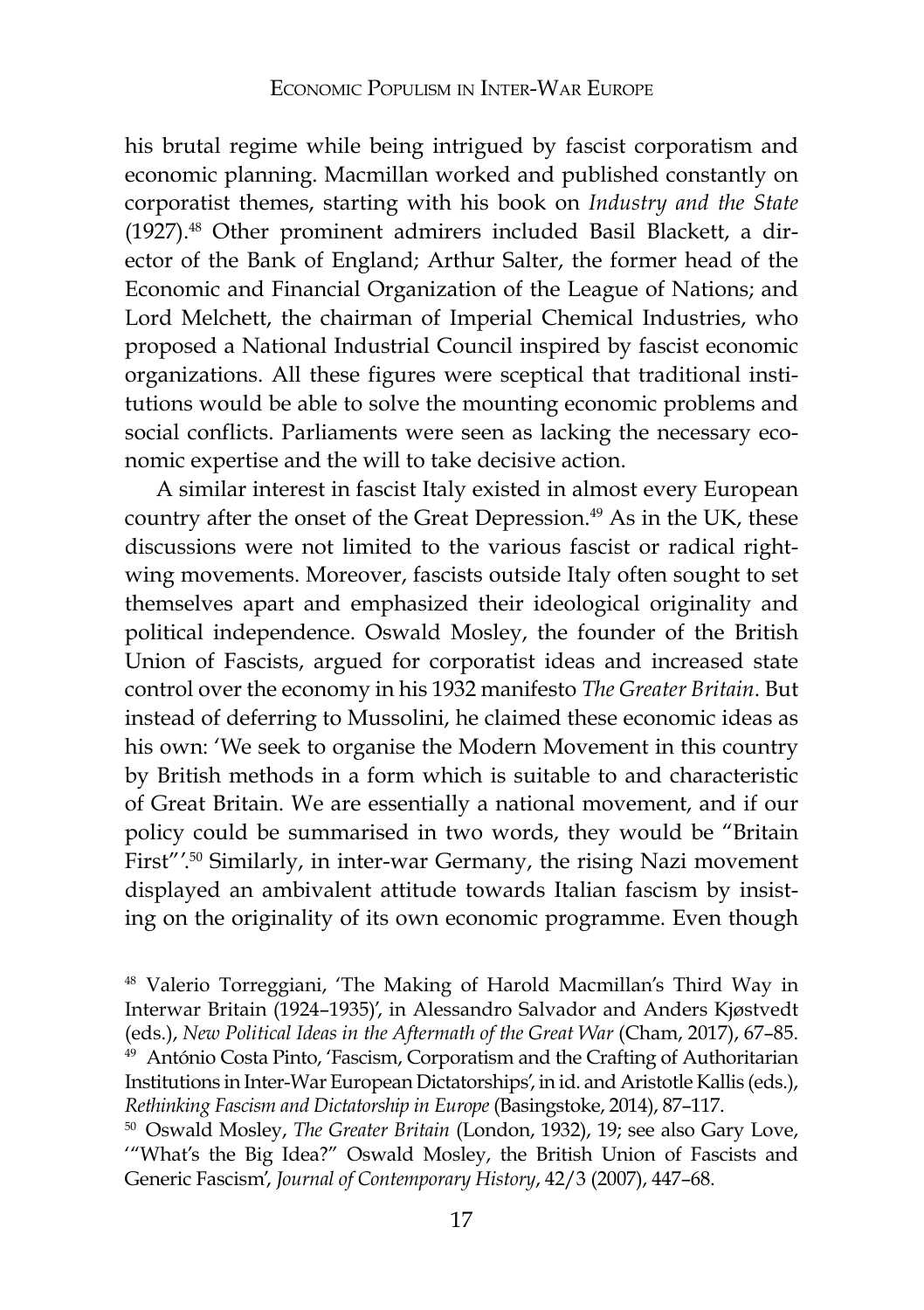his brutal regime while being intrigued by fascist corporatism and economic planning. Macmillan worked and published constantly on corporatist themes, starting with his book on *Industry and the State* (1927).[48] Other prominent admirers included Basil Blackett, a director of the Bank of England; Arthur Salter, the former head of the Economic and Financial Organization of the League of Nations; and Lord Melchett, the chairman of Imperial Chemical Industries, who proposed a National Industrial Council inspired by fascist economic organizations. All these figures were sceptical that traditional institutions would be able to solve the mounting economic problems and social conflicts. Parliaments were seen as lacking the necessary economic expertise and the will to take decisive action.

A similar interest in fascist Italy existed in almost every European country after the onset of the Great Depression.[49] As in the UK, these discussions were not limited to the various fascist or radical right-wing movements. Moreover, fascists outside Italy often sought to set themselves apart and emphasized their ideological originality and political independence. Oswald Mosley, the founder of the British Union of Fascists, argued for corporatist ideas and increased state control over the economy in his 1932 manifesto *The Greater Britain*. But instead of deferring to Mussolini, he claimed these economic ideas as his own: 'We seek to organise the Modern Movement in this country by British methods in a form which is suitable to and characteristic of Great Britain. We are essentially a national movement, and if our policy could be summarised in two words, they would be "Britain First"'.[50] Similarly, in inter-war Germany, the rising Nazi movement displayed an ambivalent attitude towards Italian fascism by insisting on the originality of its own economic programme. Even though

---

[48] Valerio Torreggiani, 'The Making of Harold Macmillan's Third Way in Interwar Britain (1924–1935)', in Alessandro Salvador and Anders Kjøstvedt (eds.), *New Political Ideas in the Aftermath of the Great War* (Cham, 2017), 67–85.

[49] António Costa Pinto, 'Fascism, Corporatism and the Crafting of Authoritarian Institutions in Inter-War European Dictatorships', in id. and Aristotle Kallis (eds.), *Rethinking Fascism and Dictatorship in Europe* (Basingstoke, 2014), 87–117.

[50] Oswald Mosley, *The Greater Britain* (London, 1932), 19; see also Gary Love, '"What's the Big Idea?" Oswald Mosley, the British Union of Fascists and Generic Fascism', *Journal of Contemporary History*, 42/3 (2007), 447–68.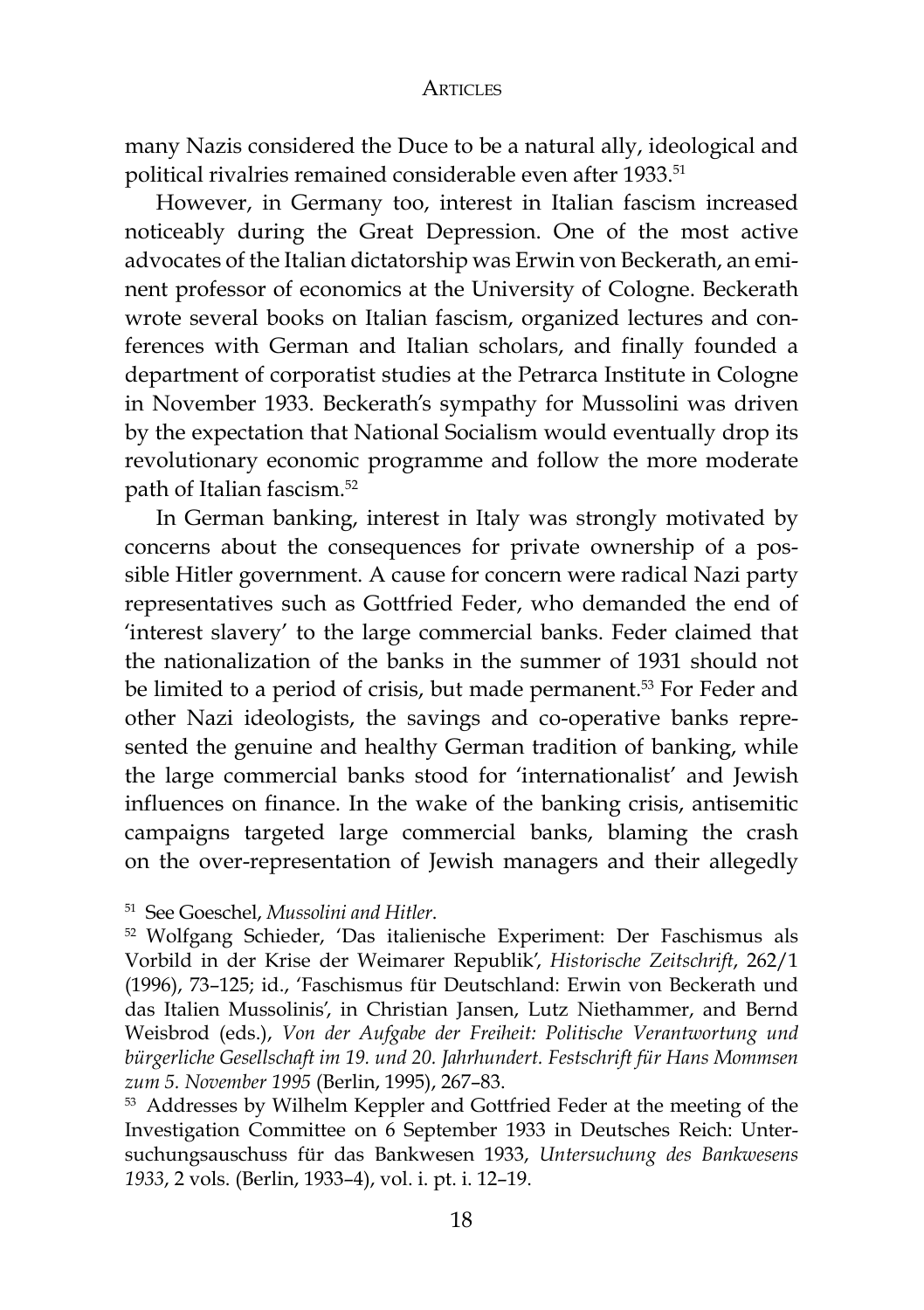many Nazis considered the Duce to be a natural ally, ideological and political rivalries remained considerable even after 1933.[51]

However, in Germany too, interest in Italian fascism increased noticeably during the Great Depression. One of the most active advocates of the Italian dictatorship was Erwin von Beckerath, an eminent professor of economics at the University of Cologne. Beckerath wrote several books on Italian fascism, organized lectures and conferences with German and Italian scholars, and finally founded a department of corporatist studies at the Petrarca Institute in Cologne in November 1933. Beckerath's sympathy for Mussolini was driven by the expectation that National Socialism would eventually drop its revolutionary economic programme and follow the more moderate path of Italian fascism.[52]

In German banking, interest in Italy was strongly motivated by concerns about the consequences for private ownership of a possible Hitler government. A cause for concern were radical Nazi party representatives such as Gottfried Feder, who demanded the end of 'interest slavery' to the large commercial banks. Feder claimed that the nationalization of the banks in the summer of 1931 should not be limited to a period of crisis, but made permanent.[53] For Feder and other Nazi ideologists, the savings and co-operative banks represented the genuine and healthy German tradition of banking, while the large commercial banks stood for 'internationalist' and Jewish influences on finance. In the wake of the banking crisis, antisemitic campaigns targeted large commercial banks, blaming the crash on the over-representation of Jewish managers and their allegedly

[51] See Goeschel, *Mussolini and Hitler*.

[52] Wolfgang Schieder, 'Das italienische Experiment: Der Faschismus als Vorbild in der Krise der Weimarer Republik', *Historische Zeitschrift*, 262/1 (1996), 73–125; id., 'Faschismus für Deutschland: Erwin von Beckerath und das Italien Mussolinis', in Christian Jansen, Lutz Niethammer, and Bernd Weisbrod (eds.), *Von der Aufgabe der Freiheit: Politische Verantwortung und bürgerliche Gesellschaft im 19. und 20. Jahrhundert. Festschrift für Hans Mommsen zum 5. November 1995* (Berlin, 1995), 267–83.

[53] Addresses by Wilhelm Keppler and Gottfried Feder at the meeting of the Investigation Committee on 6 September 1933 in Deutsches Reich: Untersuchungsauschuss für das Bankwesen 1933, *Untersuchung des Bankwesens 1933*, 2 vols. (Berlin, 1933–4), vol. i. pt. i. 12–19.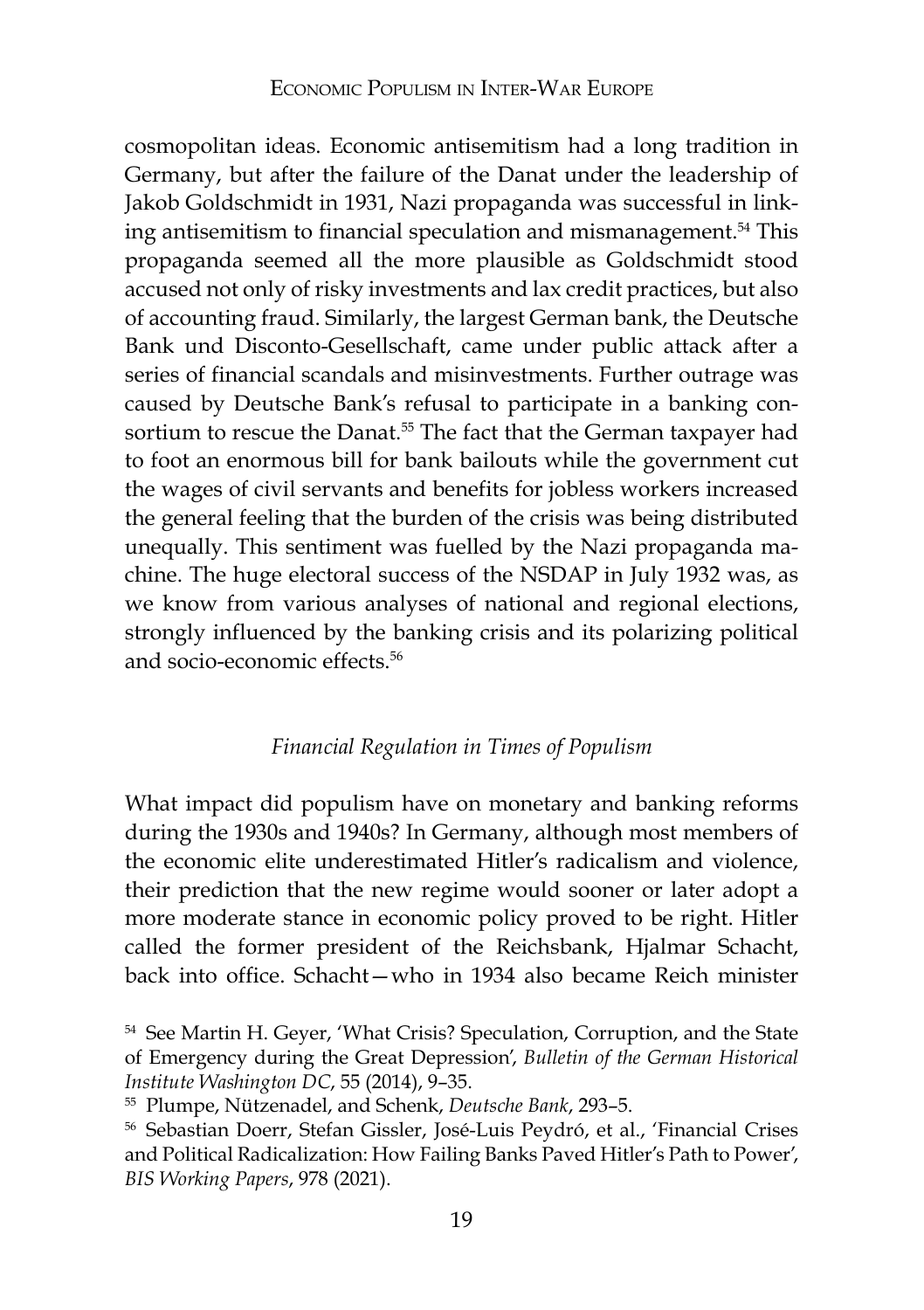cosmopolitan ideas. Economic antisemitism had a long tradition in Germany, but after the failure of the Danat under the leadership of Jakob Goldschmidt in 1931, Nazi propaganda was successful in linking antisemitism to financial speculation and mismanagement.[54] This propaganda seemed all the more plausible as Goldschmidt stood accused not only of risky investments and lax credit practices, but also of accounting fraud. Similarly, the largest German bank, the Deutsche Bank und Disconto-Gesellschaft, came under public attack after a series of financial scandals and misinvestments. Further outrage was caused by Deutsche Bank's refusal to participate in a banking consortium to rescue the Danat.[55] The fact that the German taxpayer had to foot an enormous bill for bank bailouts while the government cut the wages of civil servants and benefits for jobless workers increased the general feeling that the burden of the crisis was being distributed unequally. This sentiment was fuelled by the Nazi propaganda machine. The huge electoral success of the NSDAP in July 1932 was, as we know from various analyses of national and regional elections, strongly influenced by the banking crisis and its polarizing political and socio-economic effects.[56]

### *Financial Regulation in Times of Populism*

What impact did populism have on monetary and banking reforms during the 1930s and 1940s? In Germany, although most members of the economic elite underestimated Hitler's radicalism and violence, their prediction that the new regime would sooner or later adopt a more moderate stance in economic policy proved to be right. Hitler called the former president of the Reichsbank, Hjalmar Schacht, back into office. Schacht—who in 1934 also became Reich minister

[54] See Martin H. Geyer, 'What Crisis? Speculation, Corruption, and the State of Emergency during the Great Depression', *Bulletin of the German Historical Institute Washington DC*, 55 (2014), 9–35.

[55] Plumpe, Nützenadel, and Schenk, *Deutsche Bank*, 293–5.

[56] Sebastian Doerr, Stefan Gissler, José-Luis Peydró, et al., 'Financial Crises and Political Radicalization: How Failing Banks Paved Hitler's Path to Power', *BIS Working Papers*, 978 (2021).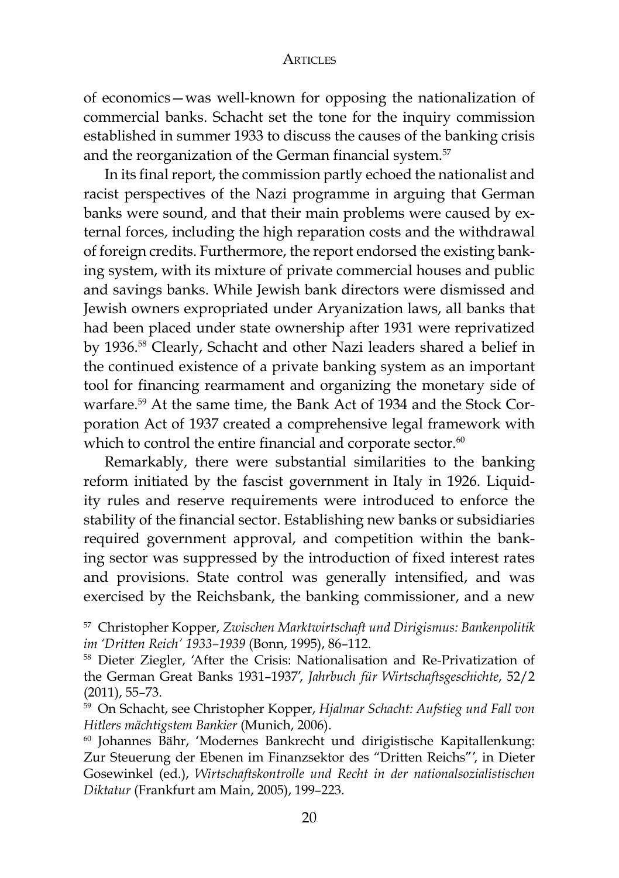of economics—was well-known for opposing the nationalization of commercial banks. Schacht set the tone for the inquiry commission established in summer 1933 to discuss the causes of the banking crisis and the reorganization of the German financial system.[57]

In its final report, the commission partly echoed the nationalist and racist perspectives of the Nazi programme in arguing that German banks were sound, and that their main problems were caused by external forces, including the high reparation costs and the withdrawal of foreign credits. Furthermore, the report endorsed the existing banking system, with its mixture of private commercial houses and public and savings banks. While Jewish bank directors were dismissed and Jewish owners expropriated under Aryanization laws, all banks that had been placed under state ownership after 1931 were reprivatized by 1936.[58] Clearly, Schacht and other Nazi leaders shared a belief in the continued existence of a private banking system as an important tool for financing rearmament and organizing the monetary side of warfare.[59] At the same time, the Bank Act of 1934 and the Stock Corporation Act of 1937 created a comprehensive legal framework with which to control the entire financial and corporate sector.[60]

Remarkably, there were substantial similarities to the banking reform initiated by the fascist government in Italy in 1926. Liquidity rules and reserve requirements were introduced to enforce the stability of the financial sector. Establishing new banks or subsidiaries required government approval, and competition within the banking sector was suppressed by the introduction of fixed interest rates and provisions. State control was generally intensified, and was exercised by the Reichsbank, the banking commissioner, and a new

[57] Christopher Kopper, *Zwischen Marktwirtschaft und Dirigismus: Bankenpolitik im 'Dritten Reich' 1933–1939* (Bonn, 1995), 86–112.

[58] Dieter Ziegler, 'After the Crisis: Nationalisation and Re-Privatization of the German Great Banks 1931–1937', *Jahrbuch für Wirtschaftsgeschichte*, 52/2 (2011), 55–73.

[59] On Schacht, see Christopher Kopper, *Hjalmar Schacht: Aufstieg und Fall von Hitlers mächtigstem Bankier* (Munich, 2006).

[60] Johannes Bähr, 'Modernes Bankrecht und dirigistische Kapitallenkung: Zur Steuerung der Ebenen im Finanzsektor des "Dritten Reichs"', in Dieter Gosewinkel (ed.), *Wirtschaftskontrolle und Recht in der nationalsozialistischen Diktatur* (Frankfurt am Main, 2005), 199–223.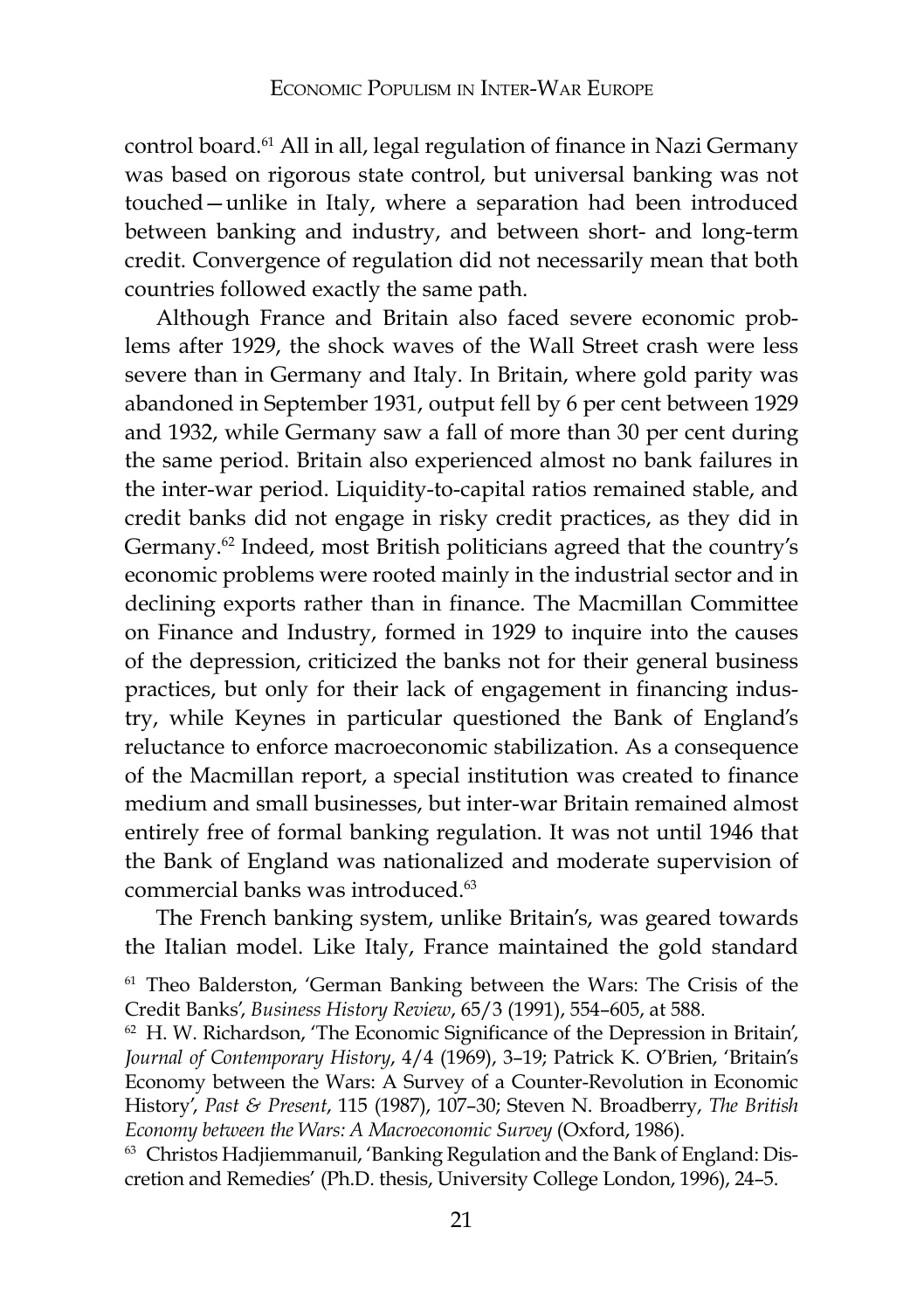control board.[61] All in all, legal regulation of finance in Nazi Germany was based on rigorous state control, but universal banking was not touched—unlike in Italy, where a separation had been introduced between banking and industry, and between short- and long-term credit. Convergence of regulation did not necessarily mean that both countries followed exactly the same path.

Although France and Britain also faced severe economic problems after 1929, the shock waves of the Wall Street crash were less severe than in Germany and Italy. In Britain, where gold parity was abandoned in September 1931, output fell by 6 per cent between 1929 and 1932, while Germany saw a fall of more than 30 per cent during the same period. Britain also experienced almost no bank failures in the inter-war period. Liquidity-to-capital ratios remained stable, and credit banks did not engage in risky credit practices, as they did in Germany.[62] Indeed, most British politicians agreed that the country's economic problems were rooted mainly in the industrial sector and in declining exports rather than in finance. The Macmillan Committee on Finance and Industry, formed in 1929 to inquire into the causes of the depression, criticized the banks not for their general business practices, but only for their lack of engagement in financing industry, while Keynes in particular questioned the Bank of England's reluctance to enforce macroeconomic stabilization. As a consequence of the Macmillan report, a special institution was created to finance medium and small businesses, but inter-war Britain remained almost entirely free of formal banking regulation. It was not until 1946 that the Bank of England was nationalized and moderate supervision of commercial banks was introduced.[63]

The French banking system, unlike Britain's, was geared towards the Italian model. Like Italy, France maintained the gold standard

[61] Theo Balderston, 'German Banking between the Wars: The Crisis of the Credit Banks', *Business History Review*, 65/3 (1991), 554–605, at 588.

[62] H. W. Richardson, 'The Economic Significance of the Depression in Britain', *Journal of Contemporary History*, 4/4 (1969), 3–19; Patrick K. O'Brien, 'Britain's Economy between the Wars: A Survey of a Counter-Revolution in Economic History', *Past & Present*, 115 (1987), 107–30; Steven N. Broadberry, *The British Economy between the Wars: A Macroeconomic Survey* (Oxford, 1986).

[63] Christos Hadjiemmanuil, 'Banking Regulation and the Bank of England: Discretion and Remedies' (Ph.D. thesis, University College London, 1996), 24–5.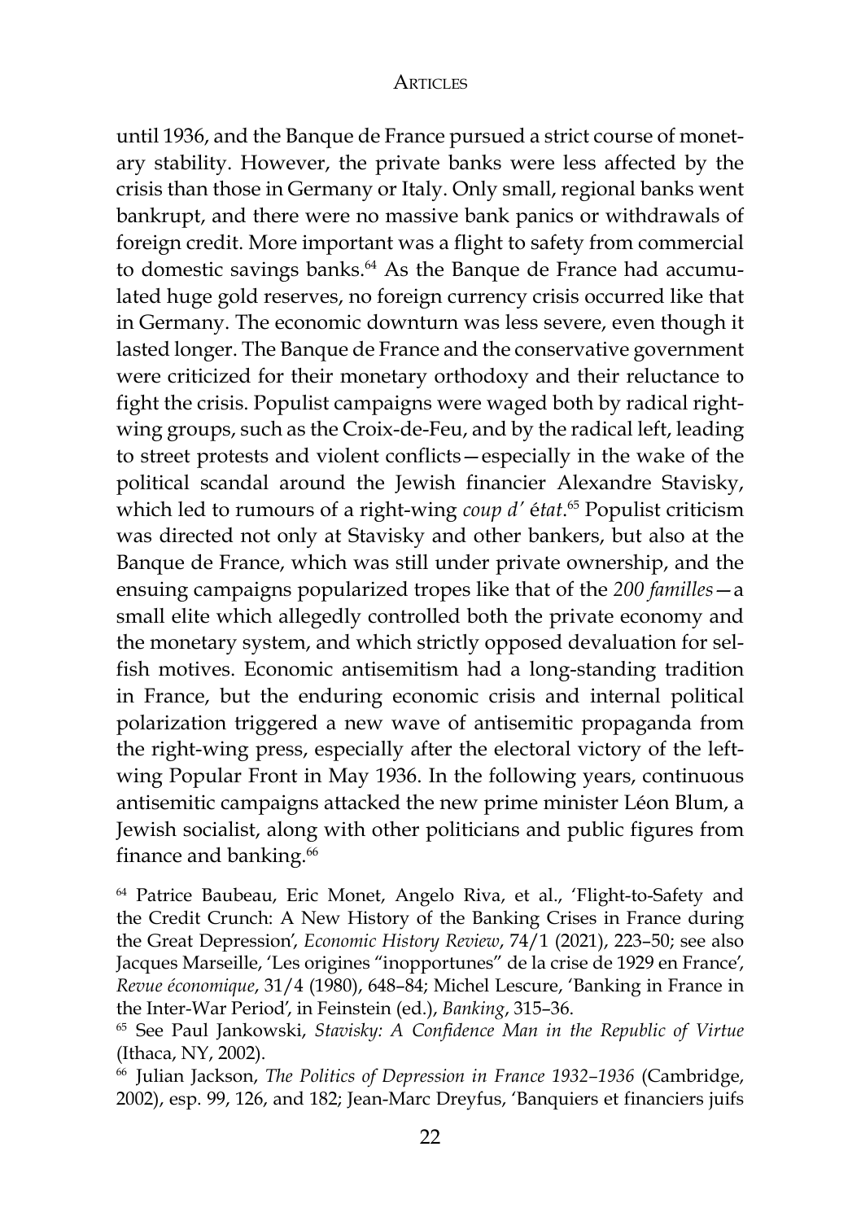until 1936, and the Banque de France pursued a strict course of monetary stability. However, the private banks were less affected by the crisis than those in Germany or Italy. Only small, regional banks went bankrupt, and there were no massive bank panics or withdrawals of foreign credit. More important was a flight to safety from commercial to domestic savings banks.[64] As the Banque de France had accumulated huge gold reserves, no foreign currency crisis occurred like that in Germany. The economic downturn was less severe, even though it lasted longer. The Banque de France and the conservative government were criticized for their monetary orthodoxy and their reluctance to fight the crisis. Populist campaigns were waged both by radical right-wing groups, such as the Croix-de-Feu, and by the radical left, leading to street protests and violent conflicts—especially in the wake of the political scandal around the Jewish financier Alexandre Stavisky, which led to rumours of a right-wing *coup d' état*.[65] Populist criticism was directed not only at Stavisky and other bankers, but also at the Banque de France, which was still under private ownership, and the ensuing campaigns popularized tropes like that of the *200 familles*—a small elite which allegedly controlled both the private economy and the monetary system, and which strictly opposed devaluation for selfish motives. Economic antisemitism had a long-standing tradition in France, but the enduring economic crisis and internal political polarization triggered a new wave of antisemitic propaganda from the right-wing press, especially after the electoral victory of the left-wing Popular Front in May 1936. In the following years, continuous antisemitic campaigns attacked the new prime minister Léon Blum, a Jewish socialist, along with other politicians and public figures from finance and banking.[66]

[64] Patrice Baubeau, Eric Monet, Angelo Riva, et al., 'Flight-to-Safety and the Credit Crunch: A New History of the Banking Crises in France during the Great Depression', *Economic History Review*, 74/1 (2021), 223–50; see also Jacques Marseille, 'Les origines "inopportunes" de la crise de 1929 en France', *Revue économique*, 31/4 (1980), 648–84; Michel Lescure, 'Banking in France in the Inter-War Period', in Feinstein (ed.), *Banking*, 315–36.

[65] See Paul Jankowski, *Stavisky: A Confidence Man in the Republic of Virtue* (Ithaca, NY, 2002).

[66] Julian Jackson, *The Politics of Depression in France 1932–1936* (Cambridge, 2002), esp. 99, 126, and 182; Jean-Marc Dreyfus, 'Banquiers et financiers juifs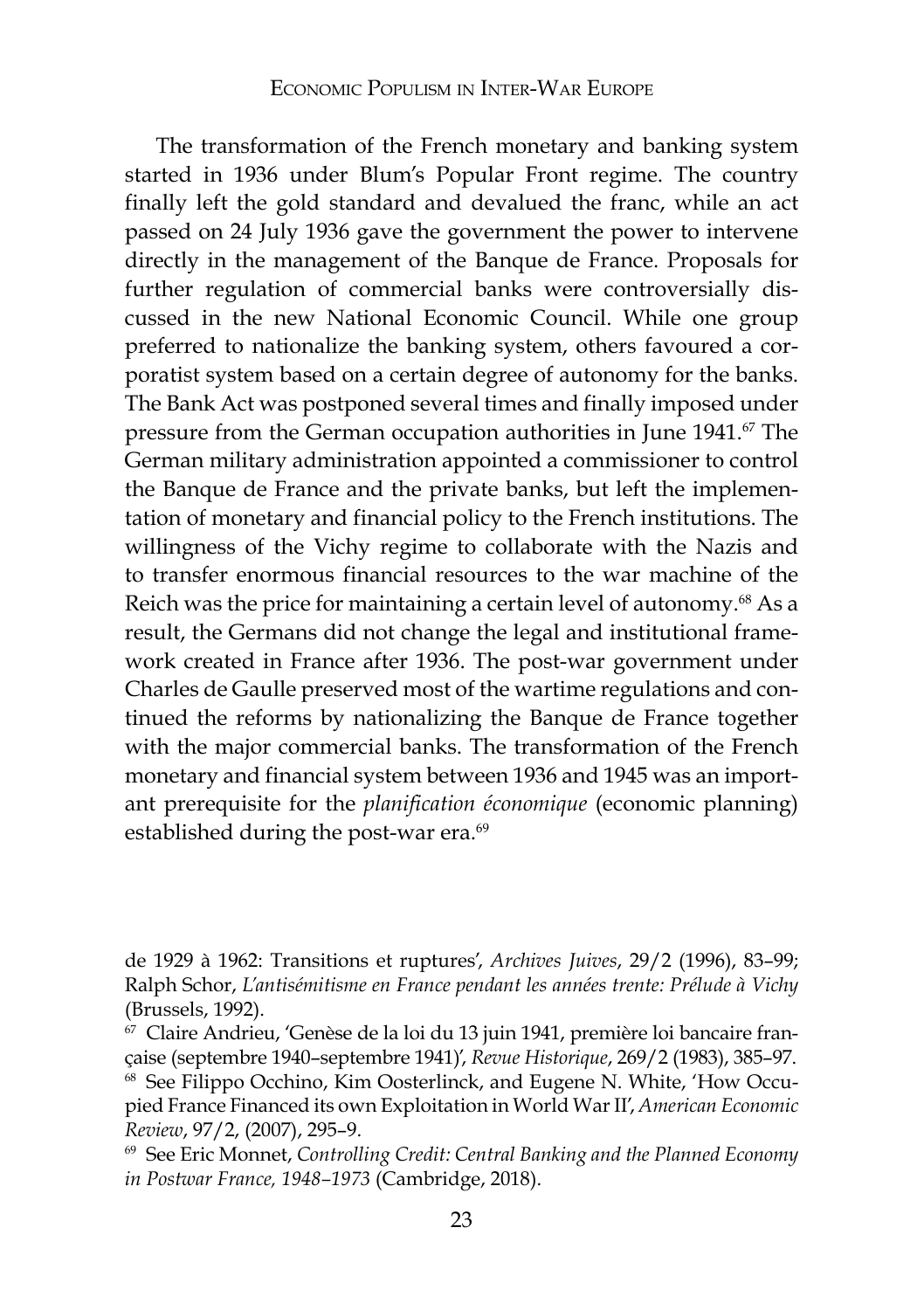The transformation of the French monetary and banking system started in 1936 under Blum's Popular Front regime. The country finally left the gold standard and devalued the franc, while an act passed on 24 July 1936 gave the government the power to intervene directly in the management of the Banque de France. Proposals for further regulation of commercial banks were controversially discussed in the new National Economic Council. While one group preferred to nationalize the banking system, others favoured a corporatist system based on a certain degree of autonomy for the banks. The Bank Act was postponed several times and finally imposed under pressure from the German occupation authorities in June 1941.[67] The German military administration appointed a commissioner to control the Banque de France and the private banks, but left the implementation of monetary and financial policy to the French institutions. The willingness of the Vichy regime to collaborate with the Nazis and to transfer enormous financial resources to the war machine of the Reich was the price for maintaining a certain level of autonomy.[68] As a result, the Germans did not change the legal and institutional framework created in France after 1936. The post-war government under Charles de Gaulle preserved most of the wartime regulations and continued the reforms by nationalizing the Banque de France together with the major commercial banks. The transformation of the French monetary and financial system between 1936 and 1945 was an important prerequisite for the *planification économique* (economic planning) established during the post-war era.[69]

de 1929 à 1962: Transitions et ruptures', *Archives Juives*, 29/2 (1996), 83–99; Ralph Schor, *L'antisémitisme en France pendant les années trente: Prélude à Vichy* (Brussels, 1992).

[67] Claire Andrieu, 'Genèse de la loi du 13 juin 1941, première loi bancaire française (septembre 1940–septembre 1941)', *Revue Historique*, 269/2 (1983), 385–97.

[68] See Filippo Occhino, Kim Oosterlinck, and Eugene N. White, 'How Occupied France Financed its own Exploitation in World War II', *American Economic Review*, 97/2, (2007), 295–9.

[69] See Eric Monnet, *Controlling Credit: Central Banking and the Planned Economy in Postwar France, 1948–1973* (Cambridge, 2018).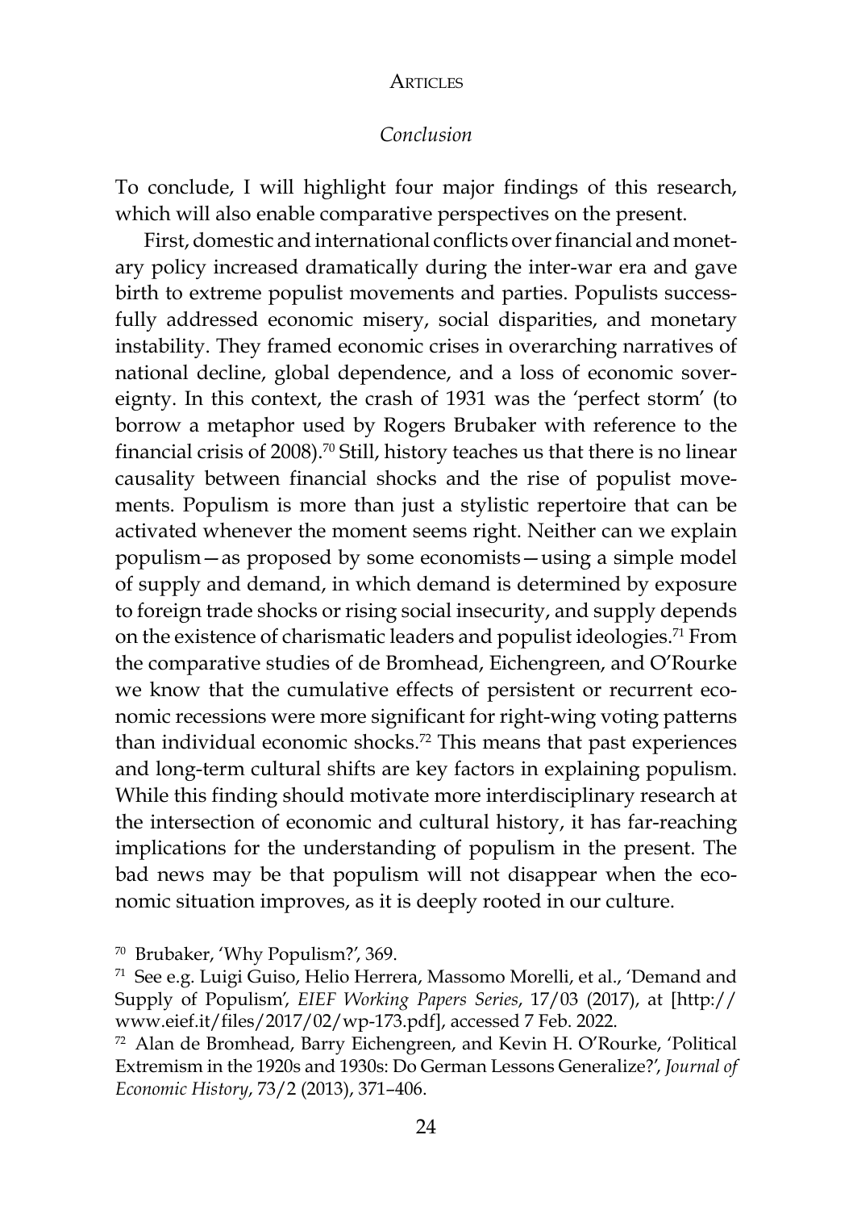## *Conclusion*

To conclude, I will highlight four major findings of this research, which will also enable comparative perspectives on the present.

First, domestic and international conflicts over financial and monetary policy increased dramatically during the inter-war era and gave birth to extreme populist movements and parties. Populists successfully addressed economic misery, social disparities, and monetary instability. They framed economic crises in overarching narratives of national decline, global dependence, and a loss of economic sovereignty. In this context, the crash of 1931 was the 'perfect storm' (to borrow a metaphor used by Rogers Brubaker with reference to the financial crisis of 2008).[70] Still, history teaches us that there is no linear causality between financial shocks and the rise of populist movements. Populism is more than just a stylistic repertoire that can be activated whenever the moment seems right. Neither can we explain populism—as proposed by some economists—using a simple model of supply and demand, in which demand is determined by exposure to foreign trade shocks or rising social insecurity, and supply depends on the existence of charismatic leaders and populist ideologies.[71] From the comparative studies of de Bromhead, Eichengreen, and O'Rourke we know that the cumulative effects of persistent or recurrent economic recessions were more significant for right-wing voting patterns than individual economic shocks.[72] This means that past experiences and long-term cultural shifts are key factors in explaining populism. While this finding should motivate more interdisciplinary research at the intersection of economic and cultural history, it has far-reaching implications for the understanding of populism in the present. The bad news may be that populism will not disappear when the economic situation improves, as it is deeply rooted in our culture.

[70] Brubaker, 'Why Populism?', 369.

[71] See e.g. Luigi Guiso, Helio Herrera, Massomo Morelli, et al., 'Demand and Supply of Populism', *EIEF Working Papers Series*, 17/03 (2017), at [http://www.eief.it/files/2017/02/wp-173.pdf], accessed 7 Feb. 2022.

[72] Alan de Bromhead, Barry Eichengreen, and Kevin H. O'Rourke, 'Political Extremism in the 1920s and 1930s: Do German Lessons Generalize?', *Journal of Economic History*, 73/2 (2013), 371–406.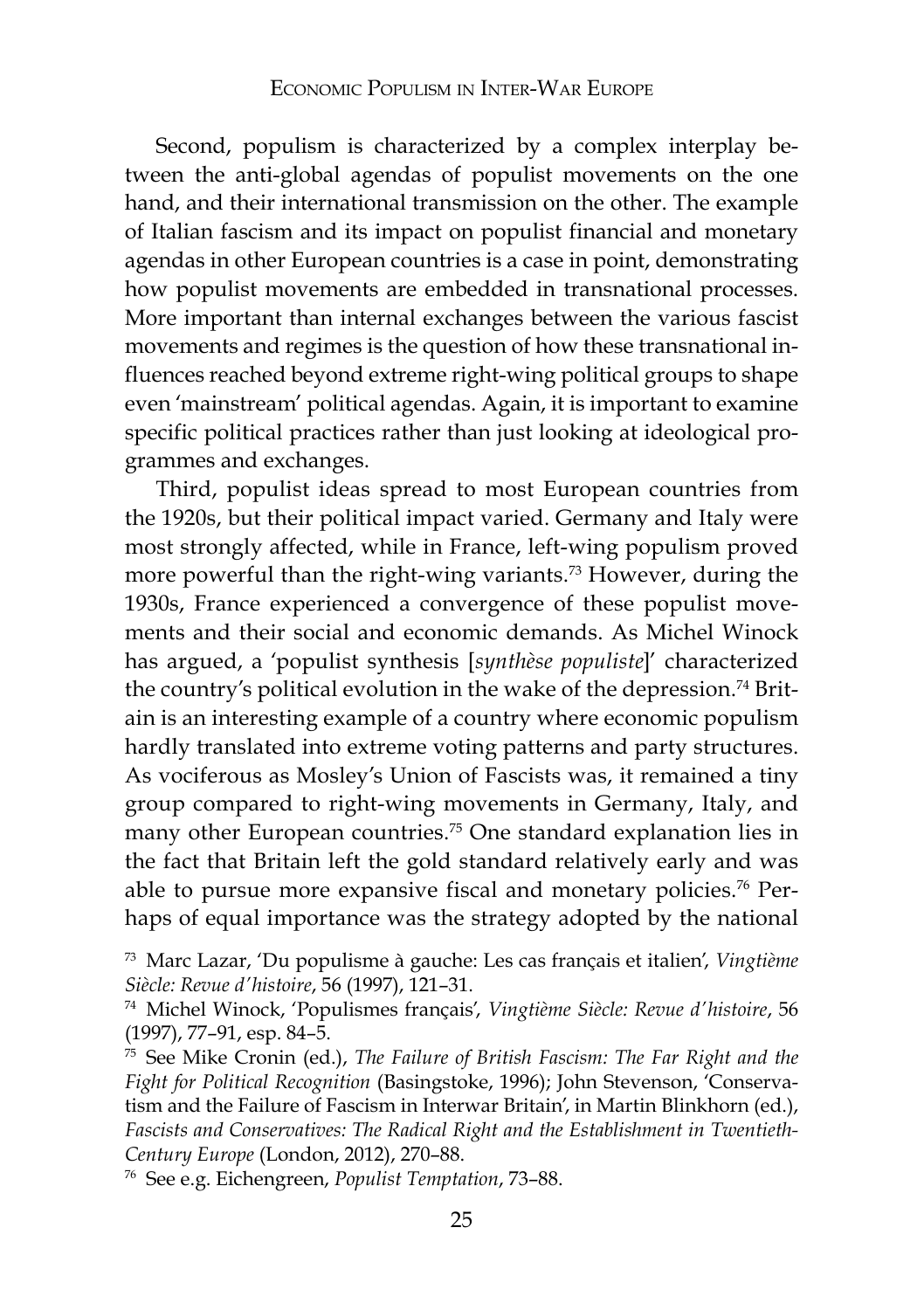Second, populism is characterized by a complex interplay between the anti-global agendas of populist movements on the one hand, and their international transmission on the other. The example of Italian fascism and its impact on populist financial and monetary agendas in other European countries is a case in point, demonstrating how populist movements are embedded in transnational processes. More important than internal exchanges between the various fascist movements and regimes is the question of how these transnational influences reached beyond extreme right-wing political groups to shape even 'mainstream' political agendas. Again, it is important to examine specific political practices rather than just looking at ideological programmes and exchanges.

Third, populist ideas spread to most European countries from the 1920s, but their political impact varied. Germany and Italy were most strongly affected, while in France, left-wing populism proved more powerful than the right-wing variants.[73] However, during the 1930s, France experienced a convergence of these populist movements and their social and economic demands. As Michel Winock has argued, a 'populist synthesis [*synthèse populiste*]' characterized the country's political evolution in the wake of the depression.[74] Britain is an interesting example of a country where economic populism hardly translated into extreme voting patterns and party structures. As vociferous as Mosley's Union of Fascists was, it remained a tiny group compared to right-wing movements in Germany, Italy, and many other European countries.[75] One standard explanation lies in the fact that Britain left the gold standard relatively early and was able to pursue more expansive fiscal and monetary policies.[76] Perhaps of equal importance was the strategy adopted by the national

[73] Marc Lazar, 'Du populisme à gauche: Les cas français et italien', *Vingtième Siècle: Revue d'histoire*, 56 (1997), 121–31.

[74] Michel Winock, 'Populismes français', *Vingtième Siècle: Revue d'histoire*, 56 (1997), 77–91, esp. 84–5.

[75] See Mike Cronin (ed.), *The Failure of British Fascism: The Far Right and the Fight for Political Recognition* (Basingstoke, 1996); John Stevenson, 'Conservatism and the Failure of Fascism in Interwar Britain', in Martin Blinkhorn (ed.), *Fascists and Conservatives: The Radical Right and the Establishment in Twentieth-Century Europe* (London, 2012), 270–88.

[76] See e.g. Eichengreen, *Populist Temptation*, 73–88.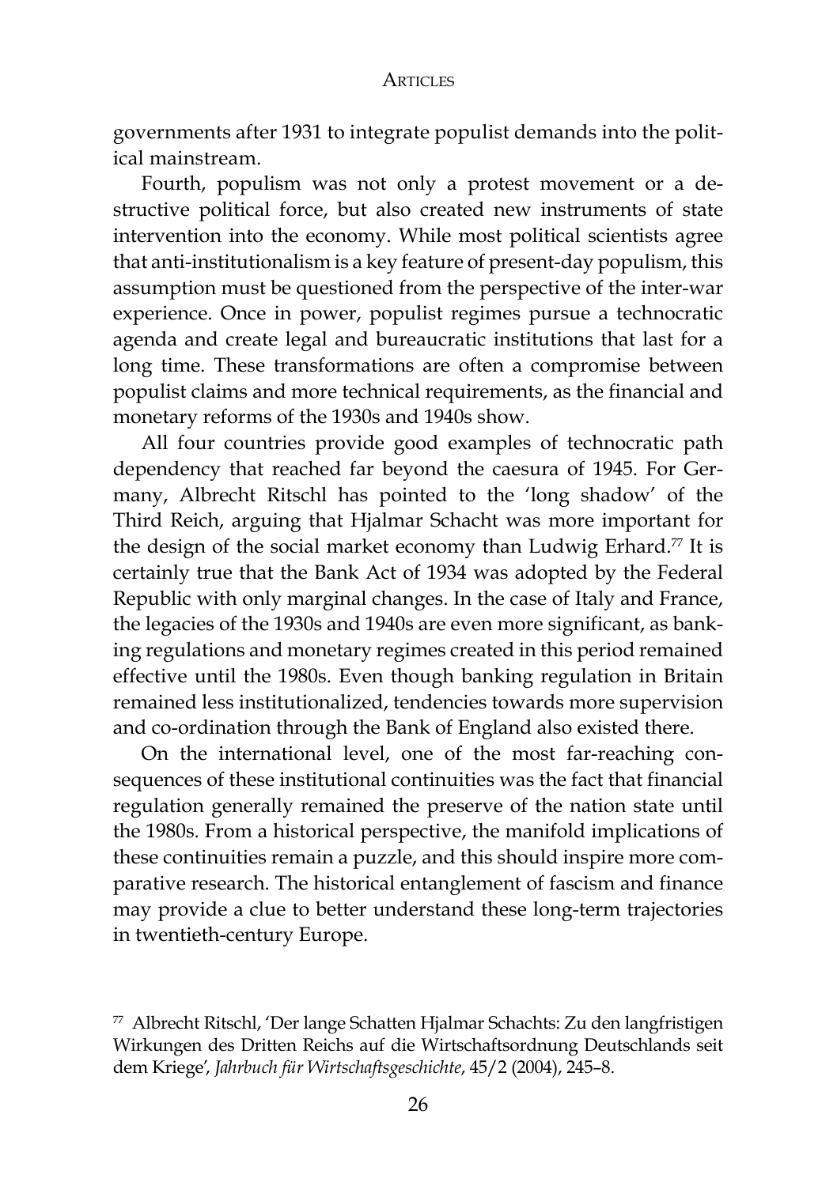governments after 1931 to integrate populist demands into the political mainstream.

Fourth, populism was not only a protest movement or a destructive political force, but also created new instruments of state intervention into the economy. While most political scientists agree that anti-institutionalism is a key feature of present-day populism, this assumption must be questioned from the perspective of the inter-war experience. Once in power, populist regimes pursue a technocratic agenda and create legal and bureaucratic institutions that last for a long time. These transformations are often a compromise between populist claims and more technical requirements, as the financial and monetary reforms of the 1930s and 1940s show.

All four countries provide good examples of technocratic path dependency that reached far beyond the caesura of 1945. For Germany, Albrecht Ritschl has pointed to the 'long shadow' of the Third Reich, arguing that Hjalmar Schacht was more important for the design of the social market economy than Ludwig Erhard.[77] It is certainly true that the Bank Act of 1934 was adopted by the Federal Republic with only marginal changes. In the case of Italy and France, the legacies of the 1930s and 1940s are even more significant, as banking regulations and monetary regimes created in this period remained effective until the 1980s. Even though banking regulation in Britain remained less institutionalized, tendencies towards more supervision and co-ordination through the Bank of England also existed there.

On the international level, one of the most far-reaching consequences of these institutional continuities was the fact that financial regulation generally remained the preserve of the nation state until the 1980s. From a historical perspective, the manifold implications of these continuities remain a puzzle, and this should inspire more comparative research. The historical entanglement of fascism and finance may provide a clue to better understand these long-term trajectories in twentieth-century Europe.

[77] Albrecht Ritschl, 'Der lange Schatten Hjalmar Schachts: Zu den langfristigen Wirkungen des Dritten Reichs auf die Wirtschaftsordnung Deutschlands seit dem Kriege', *Jahrbuch für Wirtschaftsgeschichte*, 45/2 (2004), 245–8.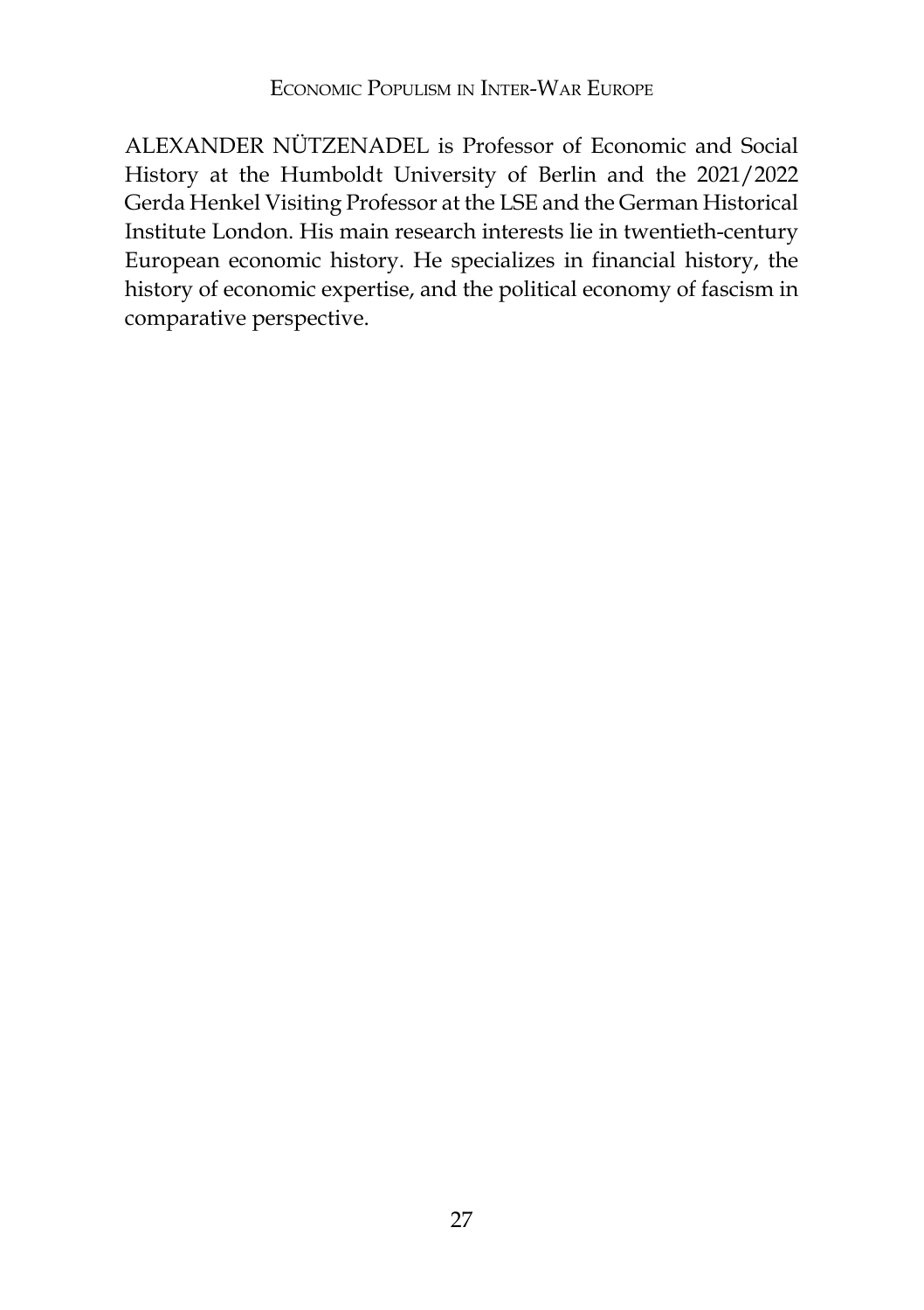ALEXANDER NÜTZENADEL is Professor of Economic and Social History at the Humboldt University of Berlin and the 2021/2022 Gerda Henkel Visiting Professor at the LSE and the German Historical Institute London. His main research interests lie in twentieth-century European economic history. He specializes in financial history, the history of economic expertise, and the political economy of fascism in comparative perspective.